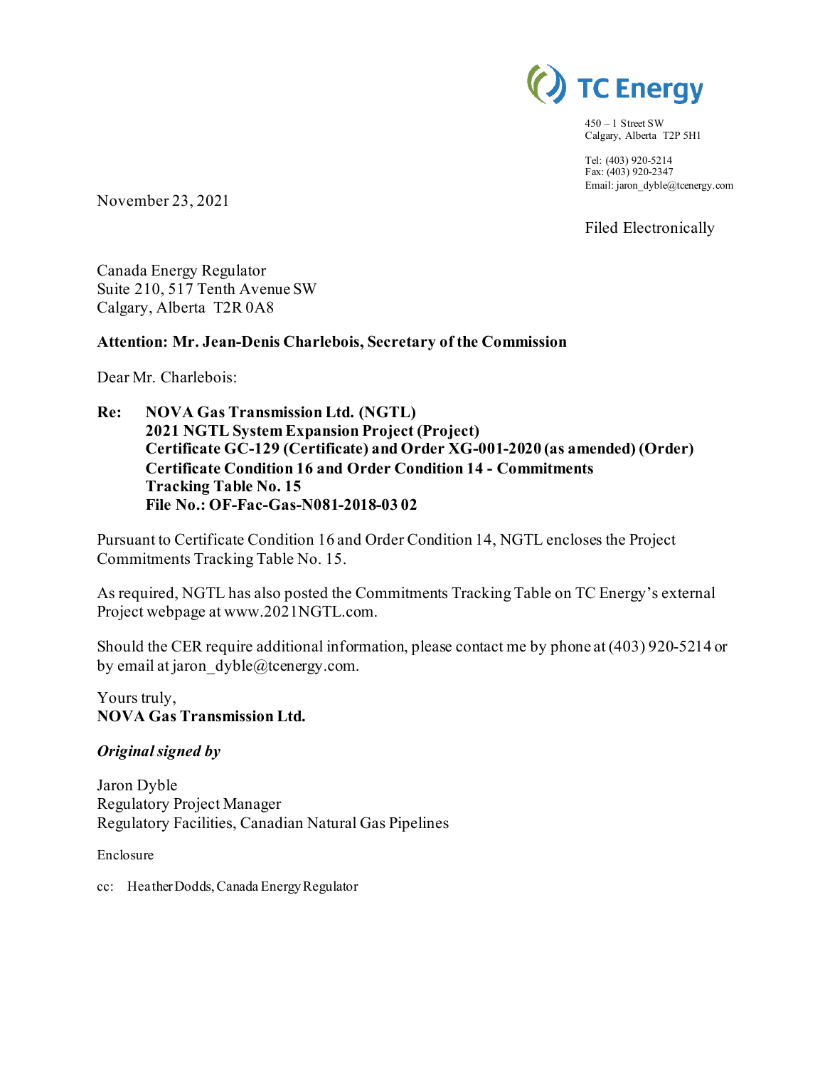TC Energy

450 – 1 Street SW
Calgary, Alberta T2P 5H1

Tel: (403) 920-5214
Fax: (403) 920-2347
Email: jaron_dyble@tcenergy.com

November 23, 2021

Filed Electronically

Canada Energy Regulator
Suite 210, 517 Tenth Avenue SW
Calgary, Alberta T2R 0A8

**Attention: Mr. Jean-Denis Charlebois, Secretary of the Commission**

Dear Mr. Charlebois:

**Re: NOVA Gas Transmission Ltd. (NGTL)**
**2021 NGTL System Expansion Project (Project)**
**Certificate GC-129 (Certificate) and Order XG-001-2020 (as amended) (Order)**
**Certificate Condition 16 and Order Condition 14 - Commitments Tracking Table No. 15**
**File No.: OF-Fac-Gas-N081-2018-03 02**

Pursuant to Certificate Condition 16 and Order Condition 14, NGTL encloses the Project Commitments Tracking Table No. 15.

As required, NGTL has also posted the Commitments Tracking Table on TC Energy's external Project webpage at www.2021NGTL.com.

Should the CER require additional information, please contact me by phone at (403) 920-5214 or by email at jaron_dyble@tcenergy.com.

Yours truly,
**NOVA Gas Transmission Ltd.**

***Original signed by***

Jaron Dyble
Regulatory Project Manager
Regulatory Facilities, Canadian Natural Gas Pipelines

Enclosure

cc: Heather Dodds, Canada Energy Regulator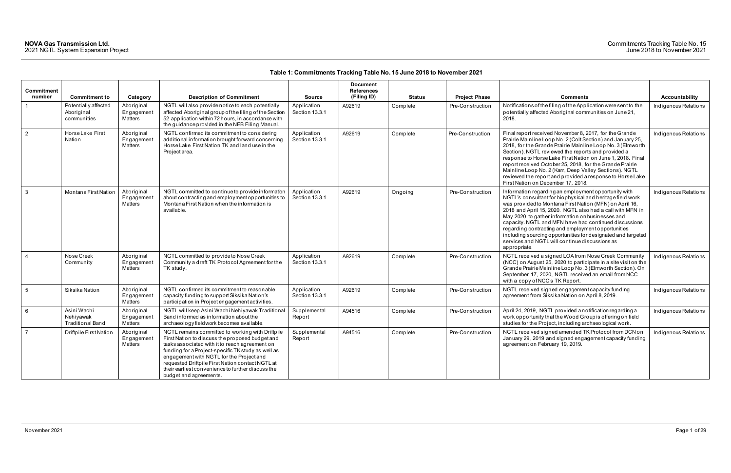**NOVA Gas Transmission Ltd.**
2021 NGTL System Expansion Project

Commitments Tracking Table No. 15
June 2018 to November 2021

### Table 1: Commitments Tracking Table No. 15 June 2018 to November 2021

| Commitment number | Commitment to | Category | Description of Commitment | Source | Document References (Filing ID) | Status | Project Phase | Comments | Accountability |
|---|---|---|---|---|---|---|---|---|---|
| 1 | Potentially affected Aboriginal communities | Aboriginal Engagement Matters | NGTL will also provide notice to each potentially affected Aboriginal group of the filing of the Section 52 application within 72 hours, in accordance with the guidance provided in the NEB Filing Manual. | Application Section 13.3.1 | A92619 | Complete | Pre-Construction | Notifications of the filing of the Application were sent to the potentially affected Aboriginal communities on June 21, 2018. | Indigenous Relations |
| 2 | Horse Lake First Nation | Aboriginal Engagement Matters | NGTL confirmed its commitment to considering additional information brought forward concerning Horse Lake First Nation TK and land use in the Project area. | Application Section 13.3.1 | A92619 | Complete | Pre-Construction | Final report received November 8, 2017, for the Grande Prairie Mainline Loop No. 2 (Colt Section) and January 25, 2018, for the Grande Prairie Mainline Loop No. 3 (Elmworth Section). NGTL reviewed the reports and provided a response to Horse Lake First Nation on June 1, 2018. Final report received October 25, 2018, for the Grande Prairie Mainline Loop No. 2 (Karr, Deep Valley Sections). NGTL reviewed the report and provided a response to Horse Lake First Nation on December 17, 2018. | Indigenous Relations |
| 3 | Montana First Nation | Aboriginal Engagement Matters | NGTL committed to continue to provide information about contracting and employment opportunities to Montana First Nation when the information is available. | Application Section 13.3.1 | A92619 | Ongoing | Pre-Construction | Information regarding an employment opportunity with NGTL's consultant for biophysical and heritage field work was provided to Montana First Nation (MFN) on April 16, 2018 and April 15, 2020. NGTL also had a call with MFN in May 2020 to gather information on businesses and capacity. NGTL and MFN have had continued discussions regarding contracting and employment opportunities including sourcing opportunities for designated and targeted services and NGTL will continue discussions as appropriate. | Indigenous Relations |
| 4 | Nose Creek Community | Aboriginal Engagement Matters | NGTL committed to provide to Nose Creek Community a draft TK Protocol Agreement for the TK study. | Application Section 13.3.1 | A92619 | Complete | Pre-Construction | NGTL received a signed LOA from Nose Creek Community (NCC) on August 25, 2020 to participate in a site visit on the Grande Prairie Mainline Loop No. 3 (Elmworth Section). On September 17, 2020, NGTL received an email from NCC with a copy of NCC's TK Report. | Indigenous Relations |
| 5 | Siksika Nation | Aboriginal Engagement Matters | NGTL confirmed its commitment to reasonable capacity funding to support Siksika Nation's participation in Project engagement activities. | Application Section 13.3.1 | A92619 | Complete | Pre-Construction | NGTL received signed engagement capacity funding agreement from Siksika Nation on April 8, 2019. | Indigenous Relations |
| 6 | Asini Wachi Nehiyawak Traditional Band | Aboriginal Engagement Matters | NGTL will keep Asini Wachi Nehiyawak Traditional Band informed as information about the archaeology fieldwork becomes available. | Supplemental Report | A94516 | Complete | Pre-Construction | April 24, 2019, NGTL provided a notification regarding a work opportunity that the Wood Group is offering on field studies for the Project, including archaeological work. | Indigenous Relations |
| 7 | Driftpile First Nation | Aboriginal Engagement Matters | NGTL remains committed to working with Driftpile First Nation to discuss the proposed budget and tasks associated with it to reach agreement on funding for a Project-specific TK study as well as engagement with NGTL for the Project and requested Driftpile First Nation contact NGTL at their earliest convenience to further discuss the budget and agreements. | Supplemental Report | A94516 | Complete | Pre-Construction | NGTL received signed amended TK Protocol from DCN on January 29, 2019 and signed engagement capacity funding agreement on February 19, 2019. | Indigenous Relations |

November 2021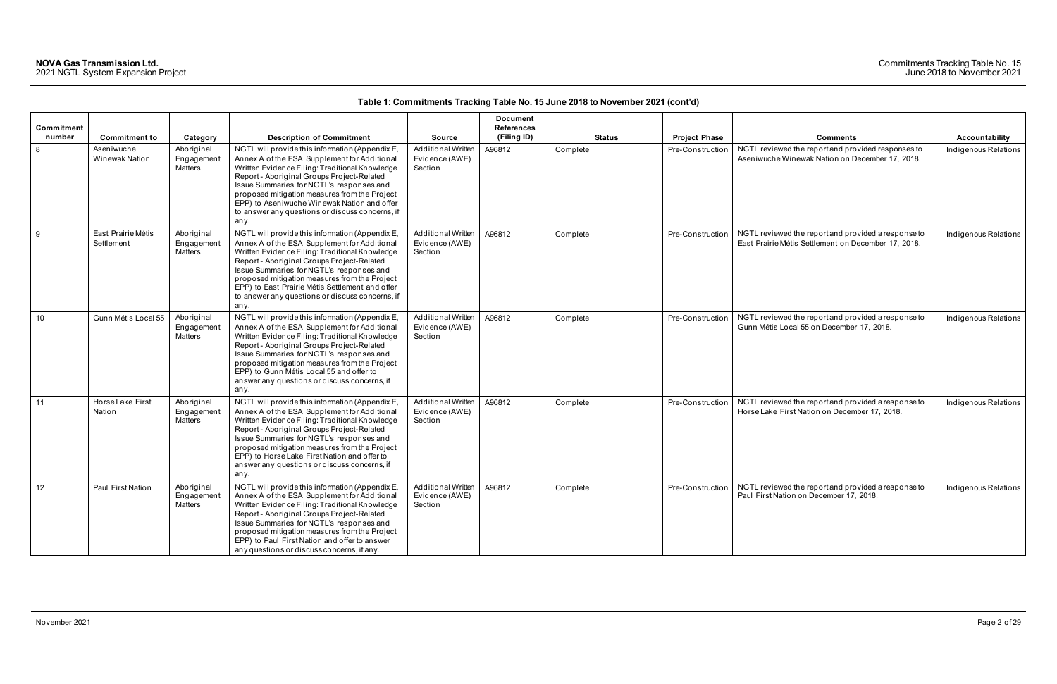**Table 1: Commitments Tracking Table No. 15 June 2018 to November 2021 (cont'd)**

| Commitment number | Commitment to | Category | Description of Commitment | Source | Document References (Filing ID) | Status | Project Phase | Comments | Accountability |
|---|---|---|---|---|---|---|---|---|---|
| 8 | Aseniwuche Winewak Nation | Aboriginal Engagement Matters | NGTL will provide this information (Appendix E, Annex A of the ESA Supplement for Additional Written Evidence Filing: Traditional Knowledge Report - Aboriginal Groups Project-Related Issue Summaries for NGTL's responses and proposed mitigation measures from the Project EPP) to Aseniwuche Winewak Nation and offer to answer any questions or discuss concerns, if any. | Additional Written Evidence (AWE) Section | A96812 | Complete | Pre-Construction | NGTL reviewed the report and provided responses to Aseniwuche Winewak Nation on December 17, 2018. | Indigenous Relations |
| 9 | East Prairie Métis Settlement | Aboriginal Engagement Matters | NGTL will provide this information (Appendix E, Annex A of the ESA Supplement for Additional Written Evidence Filing: Traditional Knowledge Report - Aboriginal Groups Project-Related Issue Summaries for NGTL's responses and proposed mitigation measures from the Project EPP) to East Prairie Métis Settlement and offer to answer any questions or discuss concerns, if any. | Additional Written Evidence (AWE) Section | A96812 | Complete | Pre-Construction | NGTL reviewed the report and provided a response to East Prairie Métis Settlement on December 17, 2018. | Indigenous Relations |
| 10 | Gunn Métis Local 55 | Aboriginal Engagement Matters | NGTL will provide this information (Appendix E, Annex A of the ESA Supplement for Additional Written Evidence Filing: Traditional Knowledge Report - Aboriginal Groups Project-Related Issue Summaries for NGTL's responses and proposed mitigation measures from the Project EPP) to Gunn Métis Local 55 and offer to answer any questions or discuss concerns, if any. | Additional Written Evidence (AWE) Section | A96812 | Complete | Pre-Construction | NGTL reviewed the report and provided a response to Gunn Métis Local 55 on December 17, 2018. | Indigenous Relations |
| 11 | Horse Lake First Nation | Aboriginal Engagement Matters | NGTL will provide this information (Appendix E, Annex A of the ESA Supplement for Additional Written Evidence Filing: Traditional Knowledge Report - Aboriginal Groups Project-Related Issue Summaries for NGTL's responses and proposed mitigation measures from the Project EPP) to Horse Lake First Nation and offer to answer any questions or discuss concerns, if any. | Additional Written Evidence (AWE) Section | A96812 | Complete | Pre-Construction | NGTL reviewed the report and provided a response to Horse Lake First Nation on December 17, 2018. | Indigenous Relations |
| 12 | Paul First Nation | Aboriginal Engagement Matters | NGTL will provide this information (Appendix E, Annex A of the ESA Supplement for Additional Written Evidence Filing: Traditional Knowledge Report - Aboriginal Groups Project-Related Issue Summaries for NGTL's responses and proposed mitigation measures from the Project EPP) to Paul First Nation and offer to answer any questions or discuss concerns, if any. | Additional Written Evidence (AWE) Section | A96812 | Complete | Pre-Construction | NGTL reviewed the report and provided a response to Paul First Nation on December 17, 2018. | Indigenous Relations |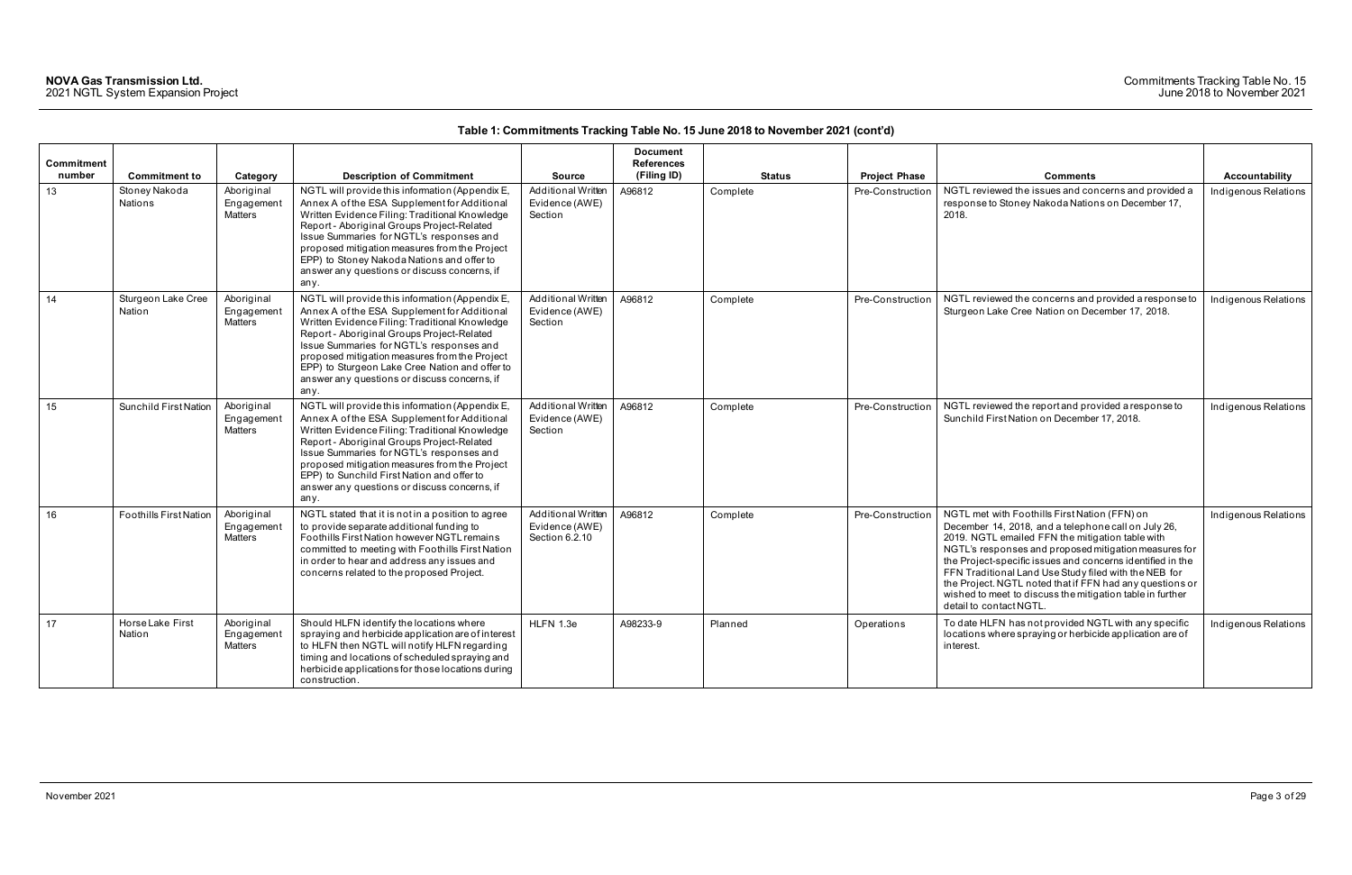**Table 1: Commitments Tracking Table No. 15 June 2018 to November 2021 (cont'd)**

| Commitment number | Commitment to | Category | Description of Commitment | Source | Document References (Filing ID) | Status | Project Phase | Comments | Accountability |
|---|---|---|---|---|---|---|---|---|---|
| 13 | Stoney Nakoda Nations | Aboriginal Engagement Matters | NGTL will provide this information (Appendix E, Annex A of the ESA Supplement for Additional Written Evidence Filing: Traditional Knowledge Report - Aboriginal Groups Project-Related Issue Summaries for NGTL's responses and proposed mitigation measures from the Project EPP) to Stoney Nakoda Nations and offer to answer any questions or discuss concerns, if any. | Additional Written Evidence (AWE) Section | A96812 | Complete | Pre-Construction | NGTL reviewed the issues and concerns and provided a response to Stoney Nakoda Nations on December 17, 2018. | Indigenous Relations |
| 14 | Sturgeon Lake Cree Nation | Aboriginal Engagement Matters | NGTL will provide this information (Appendix E, Annex A of the ESA Supplement for Additional Written Evidence Filing: Traditional Knowledge Report - Aboriginal Groups Project-Related Issue Summaries for NGTL's responses and proposed mitigation measures from the Project EPP) to Sturgeon Lake Cree Nation and offer to answer any questions or discuss concerns, if any. | Additional Written Evidence (AWE) Section | A96812 | Complete | Pre-Construction | NGTL reviewed the concerns and provided a response to Sturgeon Lake Cree Nation on December 17, 2018. | Indigenous Relations |
| 15 | Sunchild First Nation | Aboriginal Engagement Matters | NGTL will provide this information (Appendix E, Annex A of the ESA Supplement for Additional Written Evidence Filing: Traditional Knowledge Report - Aboriginal Groups Project-Related Issue Summaries for NGTL's responses and proposed mitigation measures from the Project EPP) to Sunchild First Nation and offer to answer any questions or discuss concerns, if any. | Additional Written Evidence (AWE) Section | A96812 | Complete | Pre-Construction | NGTL reviewed the report and provided a response to Sunchild First Nation on December 17, 2018. | Indigenous Relations |
| 16 | Foothills First Nation | Aboriginal Engagement Matters | NGTL stated that it is not in a position to agree to provide separate additional funding to Foothills First Nation however NGTL remains committed to meeting with Foothills First Nation in order to hear and address any issues and concerns related to the proposed Project. | Additional Written Evidence (AWE) Section 6.2.10 | A96812 | Complete | Pre-Construction | NGTL met with Foothills First Nation (FFN) on December 14, 2018, and a telephone call on July 26, 2019. NGTL emailed FFN the mitigation table with NGTL's responses and proposed mitigation measures for the Project-specific issues and concerns identified in the FFN Traditional Land Use Study filed with the NEB for the Project. NGTL noted that if FFN had any questions or wished to meet to discuss the mitigation table in further detail to contact NGTL. | Indigenous Relations |
| 17 | Horse Lake First Nation | Aboriginal Engagement Matters | Should HLFN identify the locations where spraying and herbicide application are of interest to HLFN then NGTL will notify HLFN regarding timing and locations of scheduled spraying and herbicide applications for those locations during construction. | HLFN 1.3e | A98233-9 | Planned | Operations | To date HLFN has not provided NGTL with any specific locations where spraying or herbicide application are of interest. | Indigenous Relations |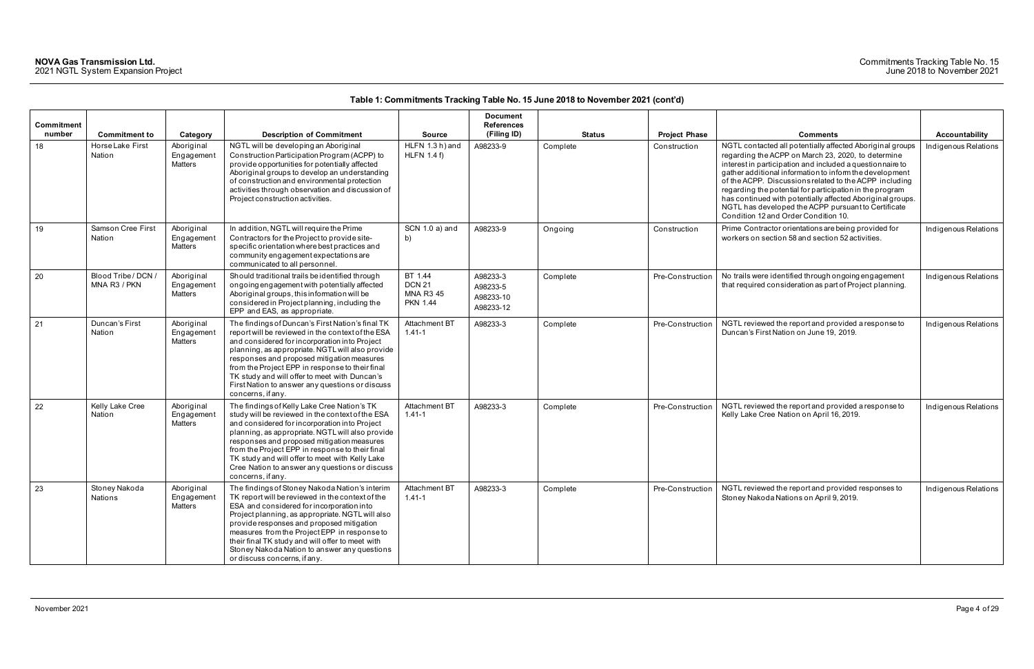**Table 1: Commitments Tracking Table No. 15 June 2018 to November 2021 (cont'd)**

| Commitment number | Commitment to | Category | Description of Commitment | Source | Document References (Filing ID) | Status | Project Phase | Comments | Accountability |
|---|---|---|---|---|---|---|---|---|---|
| 18 | Horse Lake First Nation | Aboriginal Engagement Matters | NGTL will be developing an Aboriginal Construction Participation Program (ACPP) to provide opportunities for potentially affected Aboriginal groups to develop an understanding of construction and environmental protection activities through observation and discussion of Project construction activities. | HLFN 1.3 h) and HLFN 1.4 f) | A98233-9 | Complete | Construction | NGTL contacted all potentially affected Aboriginal groups regarding the ACPP on March 23, 2020, to determine interest in participation and included a questionnaire to gather additional information to inform the development of the ACPP. Discussions related to the ACPP including regarding the potential for participation in the program has continued with potentially affected Aboriginal groups. NGTL has developed the ACPP pursuant to Certificate Condition 12 and Order Condition 10. | Indigenous Relations |
| 19 | Samson Cree First Nation | Aboriginal Engagement Matters | In addition, NGTL will require the Prime Contractors for the Project to provide site-specific orientation where best practices and community engagement expectations are communicated to all personnel. | SCN 1.0 a) and b) | A98233-9 | Ongoing | Construction | Prime Contractor orientations are being provided for workers on section 58 and section 52 activities. | Indigenous Relations |
| 20 | Blood Tribe / DCN / MNA R3 / PKN | Aboriginal Engagement Matters | Should traditional trails be identified through ongoing engagement with potentially affected Aboriginal groups, this information will be considered in Project planning, including the EPP and EAS, as appropriate. | BT 1.44<br>DCN 21<br>MNA R3 45<br>PKN 1.44 | A98233-3<br>A98233-5<br>A98233-10<br>A98233-12 | Complete | Pre-Construction | No trails were identified through ongoing engagement that required consideration as part of Project planning. | Indigenous Relations |
| 21 | Duncan's First Nation | Aboriginal Engagement Matters | The findings of Duncan's First Nation's final TK report will be reviewed in the context of the ESA and considered for incorporation into Project planning, as appropriate. NGTL will also provide responses and proposed mitigation measures from the Project EPP in response to their final TK study and will offer to meet with Duncan's First Nation to answer any questions or discuss concerns, if any. | Attachment BT 1.41-1 | A98233-3 | Complete | Pre-Construction | NGTL reviewed the report and provided a response to Duncan's First Nation on June 19, 2019. | Indigenous Relations |
| 22 | Kelly Lake Cree Nation | Aboriginal Engagement Matters | The findings of Kelly Lake Cree Nation's TK study will be reviewed in the context of the ESA and considered for incorporation into Project planning, as appropriate. NGTL will also provide responses and proposed mitigation measures from the Project EPP in response to their final TK study and will offer to meet with Kelly Lake Cree Nation to answer any questions or discuss concerns, if any. | Attachment BT 1.41-1 | A98233-3 | Complete | Pre-Construction | NGTL reviewed the report and provided a response to Kelly Lake Cree Nation on April 16, 2019. | Indigenous Relations |
| 23 | Stoney Nakoda Nations | Aboriginal Engagement Matters | The findings of Stoney Nakoda Nation's interim TK report will be reviewed in the context of the ESA and considered for incorporation into Project planning, as appropriate. NGTL will also provide responses and proposed mitigation measures from the Project EPP in response to their final TK study and will offer to meet with Stoney Nakoda Nation to answer any questions or discuss concerns, if any. | Attachment BT 1.41-1 | A98233-3 | Complete | Pre-Construction | NGTL reviewed the report and provided responses to Stoney Nakoda Nations on April 9, 2019. | Indigenous Relations |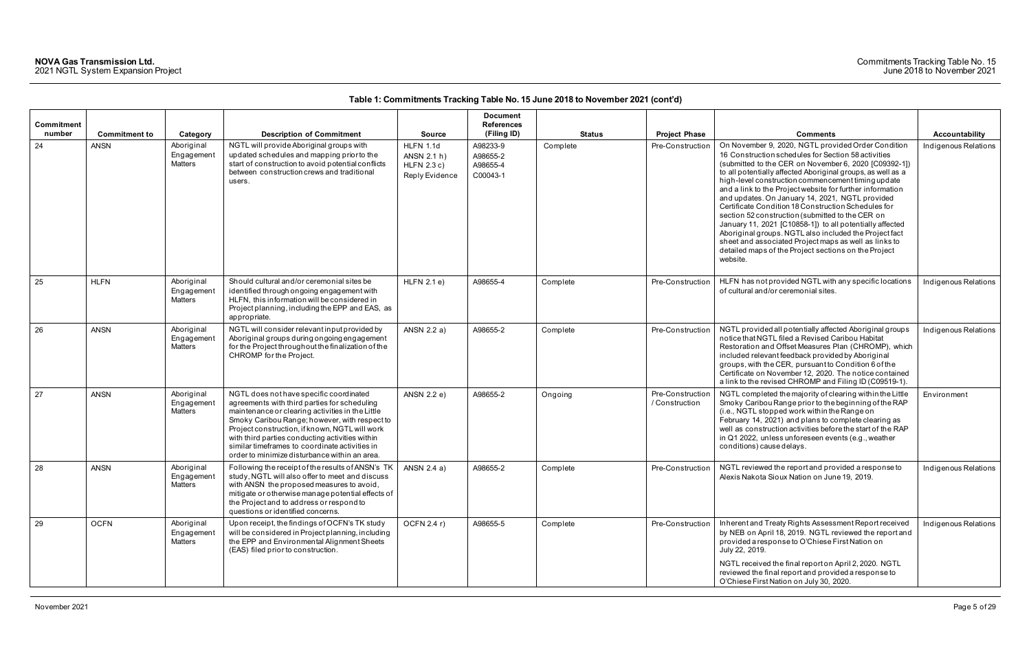**Table 1: Commitments Tracking Table No. 15 June 2018 to November 2021 (cont'd)**

| Commitment number | Commitment to | Category | Description of Commitment | Source | Document References (Filing ID) | Status | Project Phase | Comments | Accountability |
|---|---|---|---|---|---|---|---|---|---|
| 24 | ANSN | Aboriginal Engagement Matters | NGTL will provide Aboriginal groups with updated schedules and mapping prior to the start of construction to avoid potential conflicts between construction crews and traditional users. | HLFN 1.1d ANSN 2.1 h) HLFN 2.3 c) Reply Evidence | A98233-9 A98655-2 A98655-4 C00043-1 | Complete | Pre-Construction | On November 9, 2020, NGTL provided Order Condition 16 Construction schedules for Section 58 activities (submitted to the CER on November 6, 2020 [C09392-1]) to all potentially affected Aboriginal groups, as well as a high-level construction commencement timing update and a link to the Project website for further information and updates. On January 14, 2021, NGTL provided Certificate Condition 18 Construction Schedules for section 52 construction (submitted to the CER on January 11, 2021 [C10858-1]) to all potentially affected Aboriginal groups. NGTL also included the Project fact sheet and associated Project maps as well as links to detailed maps of the Project sections on the Project website. | Indigenous Relations |
| 25 | HLFN | Aboriginal Engagement Matters | Should cultural and/or ceremonial sites be identified through ongoing engagement with HLFN, this information will be considered in Project planning, including the EPP and EAS, as appropriate. | HLFN 2.1 e) | A98655-4 | Complete | Pre-Construction | HLFN has not provided NGTL with any specific locations of cultural and/or ceremonial sites. | Indigenous Relations |
| 26 | ANSN | Aboriginal Engagement Matters | NGTL will consider relevant input provided by Aboriginal groups during ongoing engagement for the Project throughout the finalization of the CHROMP for the Project. | ANSN 2.2 a) | A98655-2 | Complete | Pre-Construction | NGTL provided all potentially affected Aboriginal groups notice that NGTL filed a Revised Caribou Habitat Restoration and Offset Measures Plan (CHROMP), which included relevant feedback provided by Aboriginal groups, with the CER, pursuant to Condition 6 of the Certificate on November 12, 2020. The notice contained a link to the revised CHROMP and Filing ID (C09519-1). | Indigenous Relations |
| 27 | ANSN | Aboriginal Engagement Matters | NGTL does not have specific coordinated agreements with third parties for scheduling maintenance or clearing activities in the Little Smoky Caribou Range; however, with respect to Project construction, if known, NGTL will work with third parties conducting activities within similar timeframes to coordinate activities in order to minimize disturbance within an area. | ANSN 2.2 e) | A98655-2 | Ongoing | Pre-Construction / Construction | NGTL completed the majority of clearing within the Little Smoky Caribou Range prior to the beginning of the RAP (i.e., NGTL stopped work within the Range on February 14, 2021) and plans to complete clearing as well as construction activities before the start of the RAP in Q1 2022, unless unforeseen events (e.g., weather conditions) cause delays. | Environment |
| 28 | ANSN | Aboriginal Engagement Matters | Following the receipt of the results of ANSN's TK study, NGTL will also offer to meet and discuss with ANSN the proposed measures to avoid, mitigate or otherwise manage potential effects of the Project and to address or respond to questions or identified concerns. | ANSN 2.4 a) | A98655-2 | Complete | Pre-Construction | NGTL reviewed the report and provided a response to Alexis Nakota Sioux Nation on June 19, 2019. | Indigenous Relations |
| 29 | OCFN | Aboriginal Engagement Matters | Upon receipt, the findings of OCFN's TK study will be considered in Project planning, including the EPP and Environmental Alignment Sheets (EAS) filed prior to construction. | OCFN 2.4 r) | A98655-5 | Complete | Pre-Construction | Inherent and Treaty Rights Assessment Report received by NEB on April 18, 2019. NGTL reviewed the report and provided a response to O'Chiese First Nation on July 22, 2019.<br><br>NGTL received the final report on April 2, 2020. NGTL reviewed the final report and provided a response to O'Chiese First Nation on July 30, 2020. | Indigenous Relations |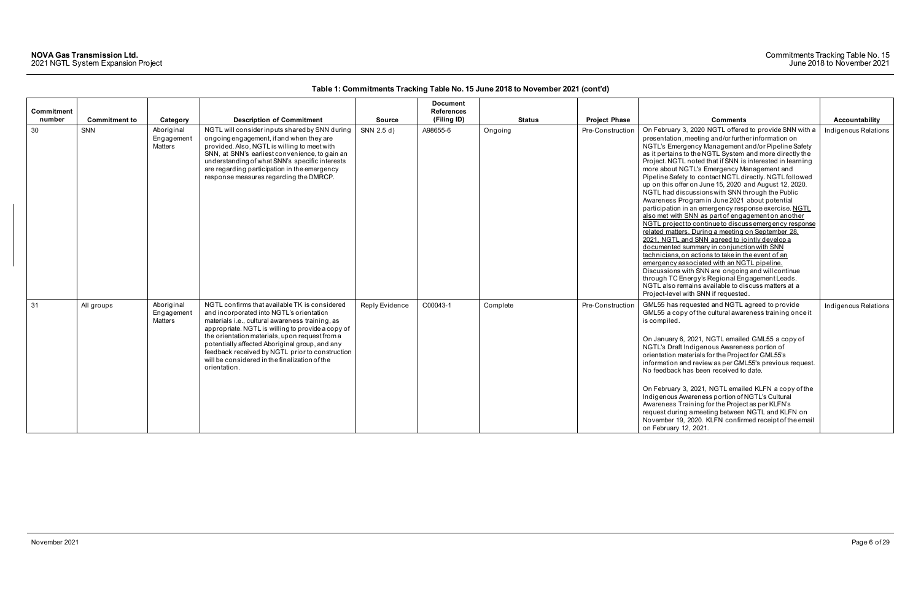**Table 1: Commitments Tracking Table No. 15 June 2018 to November 2021 (cont'd)**

| Commitment number | Commitment to | Category | Description of Commitment | Source | Document References (Filing ID) | Status | Project Phase | Comments | Accountability |
|---|---|---|---|---|---|---|---|---|---|
| 30 | SNN | Aboriginal Engagement Matters | NGTL will consider inputs shared by SNN during ongoing engagement, if and when they are provided. Also, NGTL is willing to meet with SNN, at SNN's earliest convenience, to gain an understanding of what SNN's specific interests are regarding participation in the emergency response measures regarding the DMRCP. | SNN 2.5 d) | A98655-6 | Ongoing | Pre-Construction | On February 3, 2020 NGTL offered to provide SNN with a presentation, meeting and/or further information on NGTL's Emergency Management and/or Pipeline Safety as it pertains to the NGTL System and more directly the Project. NGTL noted that if SNN is interested in learning more about NGTL's Emergency Management and Pipeline Safety to contact NGTL directly. NGTL followed up on this offer on June 15, 2020 and August 12, 2020. NGTL had discussions with SNN through the Public Awareness Program in June 2021 about potential participation in an emergency response exercise. NGTL also met with SNN as part of engagement on another NGTL project to continue to discuss emergency response related matters. During a meeting on September 28, 2021, NGTL and SNN agreed to jointly develop a documented summary in conjunction with SNN technicians, on actions to take in the event of an emergency associated with an NGTL pipeline. Discussions with SNN are ongoing and will continue through TC Energy's Regional Engagement Leads. NGTL also remains available to discuss matters at a Project-level with SNN if requested. | Indigenous Relations |
| 31 | All groups | Aboriginal Engagement Matters | NGTL confirms that available TK is considered and incorporated into NGTL's orientation materials i.e., cultural awareness training, as appropriate. NGTL is willing to provide a copy of the orientation materials, upon request from a potentially affected Aboriginal group, and any feedback received by NGTL prior to construction will be considered in the finalization of the orientation. | Reply Evidence | C00043-1 | Complete | Pre-Construction | GML55 has requested and NGTL agreed to provide GML55 a copy of the cultural awareness training once it is compiled.<br><br>On January 6, 2021, NGTL emailed GML55 a copy of NGTL's Draft Indigenous Awareness portion of orientation materials for the Project for GML55's information and review as per GML55's previous request. No feedback has been received to date.<br><br>On February 3, 2021, NGTL emailed KLFN a copy of the Indigenous Awareness portion of NGTL's Cultural Awareness Training for the Project as per KLFN's request during a meeting between NGTL and KLFN on November 19, 2020. KLFN confirmed receipt of the email on February 12, 2021. | Indigenous Relations |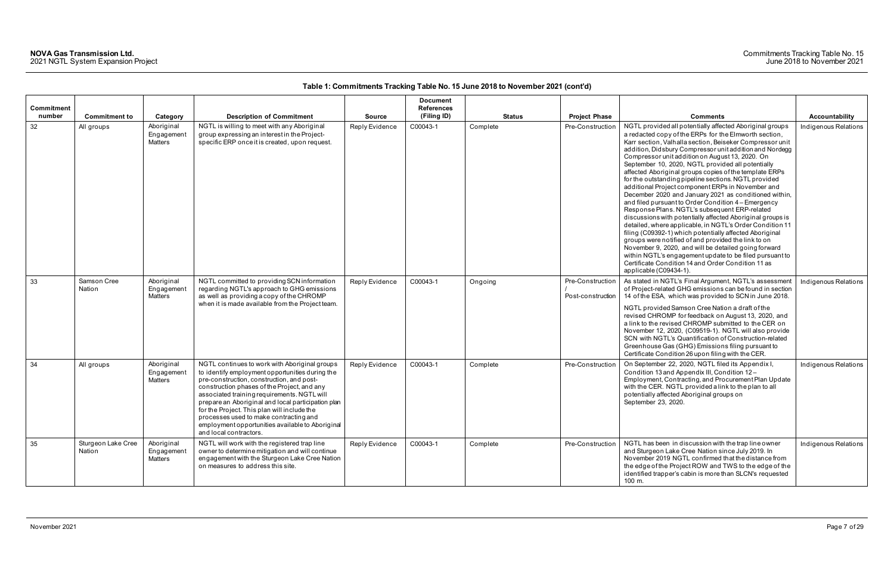**Table 1: Commitments Tracking Table No. 15 June 2018 to November 2021 (cont'd)**

| Commitment number | Commitment to | Category | Description of Commitment | Source | Document References (Filing ID) | Status | Project Phase | Comments | Accountability |
|---|---|---|---|---|---|---|---|---|---|
| 32 | All groups | Aboriginal Engagement Matters | NGTL is willing to meet with any Aboriginal group expressing an interest in the Project-specific ERP once it is created, upon request. | Reply Evidence | C00043-1 | Complete | Pre-Construction | NGTL provided all potentially affected Aboriginal groups a redacted copy of the ERPs for the Elmworth section, Karr section, Valhalla section, Beiseker Compressor unit addition, Didsbury Compressor unit addition and Nordegg Compressor unit addition on August 13, 2020. On September 10, 2020, NGTL provided all potentially affected Aboriginal groups copies of the template ERPs for the outstanding pipeline sections. NGTL provided additional Project component ERPs in November and December 2020 and January 2021 as conditioned within, and filed pursuant to Order Condition 4 – Emergency Response Plans. NGTL's subsequent ERP-related discussions with potentially affected Aboriginal groups is detailed, where applicable, in NGTL's Order Condition 11 filing (C09392-1) which potentially affected Aboriginal groups were notified of and provided the link to on November 9, 2020, and will be detailed going forward within NGTL's engagement update to be filed pursuant to Certificate Condition 14 and Order Condition 11 as applicable (C09434-1). | Indigenous Relations |
| 33 | Samson Cree Nation | Aboriginal Engagement Matters | NGTL committed to providing SCN information regarding NGTL's approach to GHG emissions as well as providing a copy of the CHROMP when it is made available from the Project team. | Reply Evidence | C00043-1 | Ongoing | Pre-Construction / Post-construction | As stated in NGTL's Final Argument, NGTL's assessment of Project-related GHG emissions can be found in section 14 of the ESA, which was provided to SCN in June 2018.<br><br>NGTL provided Samson Cree Nation a draft of the revised CHROMP for feedback on August 13, 2020, and a link to the revised CHROMP submitted to the CER on November 12, 2020, (C09519-1). NGTL will also provide SCN with NGTL's Quantification of Construction-related Greenhouse Gas (GHG) Emissions filing pursuant to Certificate Condition 26 upon filing with the CER. | Indigenous Relations |
| 34 | All groups | Aboriginal Engagement Matters | NGTL continues to work with Aboriginal groups to identify employment opportunities during the pre-construction, construction, and post-construction phases of the Project, and any associated training requirements. NGTL will prepare an Aboriginal and local participation plan for the Project. This plan will include the processes used to make contracting and employment opportunities available to Aboriginal and local contractors. | Reply Evidence | C00043-1 | Complete | Pre-Construction | On September 22, 2020, NGTL filed its Appendix I, Condition 13 and Appendix III, Condition 12 – Employment, Contracting, and Procurement Plan Update with the CER. NGTL provided a link to the plan to all potentially affected Aboriginal groups on September 23, 2020. | Indigenous Relations |
| 35 | Sturgeon Lake Cree Nation | Aboriginal Engagement Matters | NGTL will work with the registered trap line owner to determine mitigation and will continue engagement with the Sturgeon Lake Cree Nation on measures to address this site. | Reply Evidence | C00043-1 | Complete | Pre-Construction | NGTL has been in discussion with the trap line owner and Sturgeon Lake Cree Nation since July 2019. In November 2019 NGTL confirmed that the distance from the edge of the Project ROW and TWS to the edge of the identified trapper's cabin is more than SLCN's requested 100 m. | Indigenous Relations |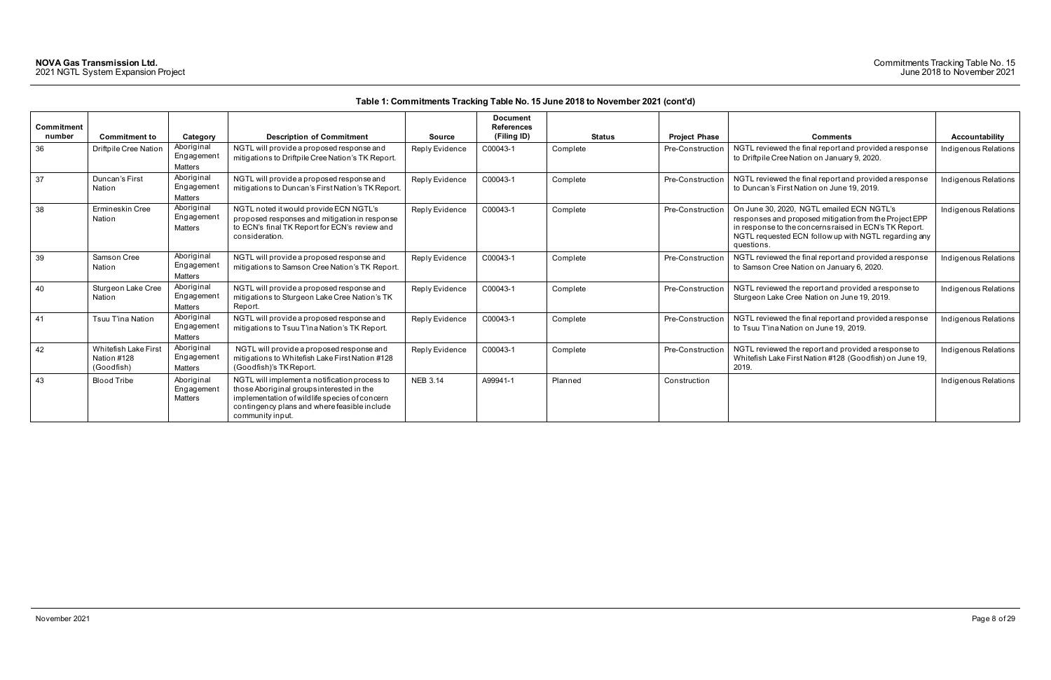**Table 1: Commitments Tracking Table No. 15 June 2018 to November 2021 (cont'd)**

| Commitment number | Commitment to | Category | Description of Commitment | Source | Document References (Filing ID) | Status | Project Phase | Comments | Accountability |
|---|---|---|---|---|---|---|---|---|---|
| 36 | Driftpile Cree Nation | Aboriginal Engagement Matters | NGTL will provide a proposed response and mitigations to Driftpile Cree Nation's TK Report. | Reply Evidence | C00043-1 | Complete | Pre-Construction | NGTL reviewed the final report and provided a response to Driftpile Cree Nation on January 9, 2020. | Indigenous Relations |
| 37 | Duncan's First Nation | Aboriginal Engagement Matters | NGTL will provide a proposed response and mitigations to Duncan's First Nation's TK Report. | Reply Evidence | C00043-1 | Complete | Pre-Construction | NGTL reviewed the final report and provided a response to Duncan's First Nation on June 19, 2019. | Indigenous Relations |
| 38 | Ermineskin Cree Nation | Aboriginal Engagement Matters | NGTL noted it would provide ECN NGTL's proposed responses and mitigation in response to ECN's final TK Report for ECN's review and consideration. | Reply Evidence | C00043-1 | Complete | Pre-Construction | On June 30, 2020, NGTL emailed ECN NGTL's responses and proposed mitigation from the Project EPP in response to the concerns raised in ECN's TK Report. NGTL requested ECN follow up with NGTL regarding any questions. | Indigenous Relations |
| 39 | Samson Cree Nation | Aboriginal Engagement Matters | NGTL will provide a proposed response and mitigations to Samson Cree Nation's TK Report. | Reply Evidence | C00043-1 | Complete | Pre-Construction | NGTL reviewed the final report and provided a response to Samson Cree Nation on January 6, 2020. | Indigenous Relations |
| 40 | Sturgeon Lake Cree Nation | Aboriginal Engagement Matters | NGTL will provide a proposed response and mitigations to Sturgeon Lake Cree Nation's TK Report. | Reply Evidence | C00043-1 | Complete | Pre-Construction | NGTL reviewed the report and provided a response to Sturgeon Lake Cree Nation on June 19, 2019. | Indigenous Relations |
| 41 | Tsuu T'ina Nation | Aboriginal Engagement Matters | NGTL will provide a proposed response and mitigations to Tsuu T'ina Nation's TK Report. | Reply Evidence | C00043-1 | Complete | Pre-Construction | NGTL reviewed the final report and provided a response to Tsuu T'ina Nation on June 19, 2019. | Indigenous Relations |
| 42 | Whitefish Lake First Nation #128 (Goodfish) | Aboriginal Engagement Matters | NGTL will provide a proposed response and mitigations to Whitefish Lake First Nation #128 (Goodfish)'s TK Report. | Reply Evidence | C00043-1 | Complete | Pre-Construction | NGTL reviewed the report and provided a response to Whitefish Lake First Nation #128 (Goodfish) on June 19, 2019. | Indigenous Relations |
| 43 | Blood Tribe | Aboriginal Engagement Matters | NGTL will implement a notification process to those Aboriginal groups interested in the implementation of wildlife species of concern contingency plans and where feasible include community input. | NEB 3.14 | A99941-1 | Planned | Construction | | Indigenous Relations |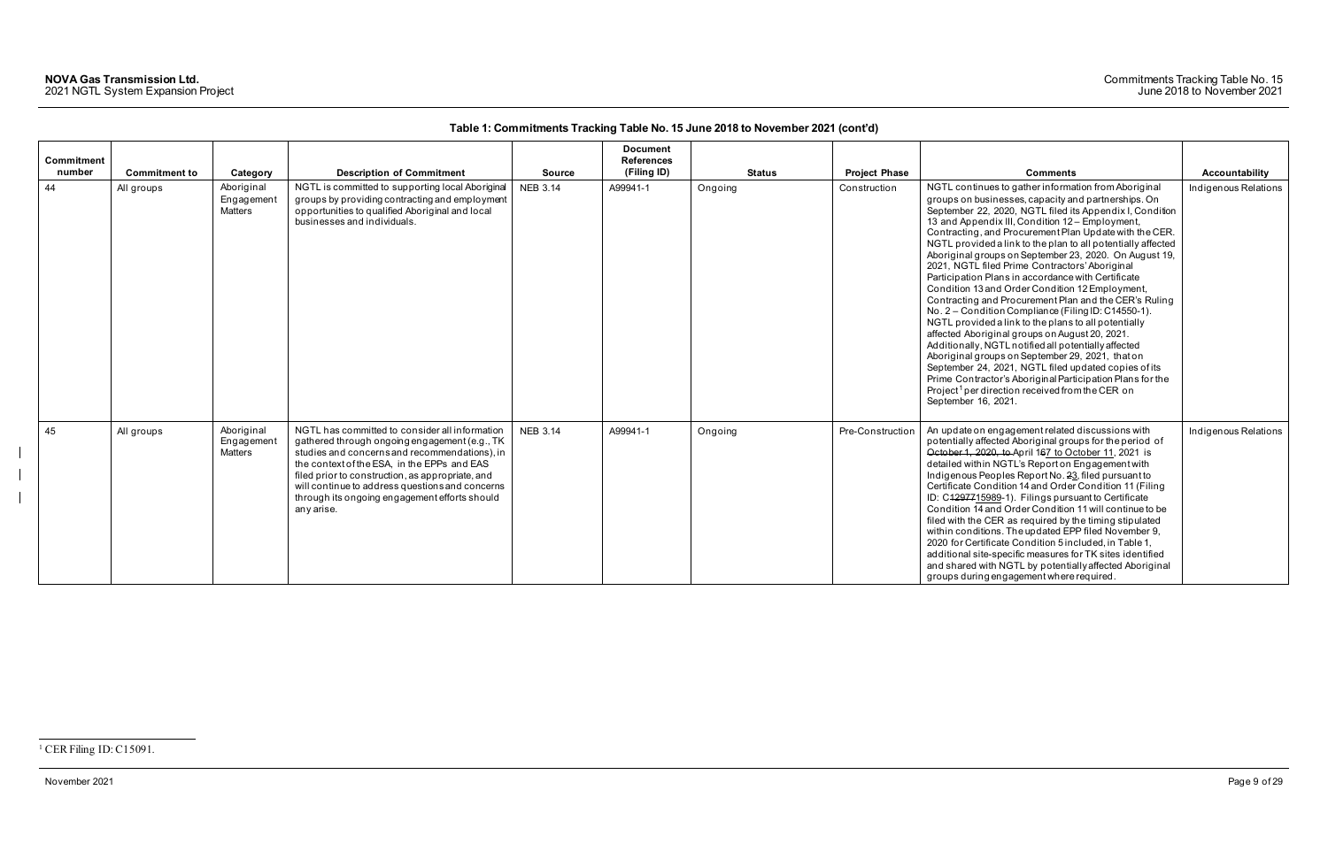**Table 1: Commitments Tracking Table No. 15 June 2018 to November 2021 (cont'd)**

| Commitment number | Commitment to | Category | Description of Commitment | Source | Document References (Filing ID) | Status | Project Phase | Comments | Accountability |
|---|---|---|---|---|---|---|---|---|---|
| 44 | All groups | Aboriginal Engagement Matters | NGTL is committed to supporting local Aboriginal groups by providing contracting and employment opportunities to qualified Aboriginal and local businesses and individuals. | NEB 3.14 | A99941-1 | Ongoing | Construction | NGTL continues to gather information from Aboriginal groups on businesses, capacity and partnerships. On September 22, 2020, NGTL filed its Appendix I, Condition 13 and Appendix III, Condition 12 – Employment, Contracting, and Procurement Plan Update with the CER. NGTL provided a link to the plan to all potentially affected Aboriginal groups on September 23, 2020. On August 19, 2021, NGTL filed Prime Contractors' Aboriginal Participation Plans in accordance with Certificate Condition 13 and Order Condition 12 Employment, Contracting and Procurement Plan and the CER's Ruling No. 2 – Condition Compliance (Filing ID: C14550-1). NGTL provided a link to the plans to all potentially affected Aboriginal groups on August 20, 2021. Additionally, NGTL notified all potentially affected Aboriginal groups on September 29, 2021, that on September 24, 2021, NGTL filed updated copies of its Prime Contractor's Aboriginal Participation Plans for the Project[1] per direction received from the CER on September 16, 2021. | Indigenous Relations |
| 45 | All groups | Aboriginal Engagement Matters | NGTL has committed to consider all information gathered through ongoing engagement (e.g., TK studies and concerns and recommendations), in the context of the ESA, in the EPPs and EAS filed prior to construction, as appropriate, and will continue to address questions and concerns through its ongoing engagement efforts should any arise. | NEB 3.14 | A99941-1 | Ongoing | Pre-Construction | An update on engagement related discussions with potentially affected Aboriginal groups for the period of ~~October 1, 2020, to~~ April 1~~6~~7 to October 11, 2021 is detailed within NGTL's Report on Engagement with Indigenous Peoples Report No. ~~2~~3, filed pursuant to Certificate Condition 14 and Order Condition 11 (Filing ID: C~~12977~~15989-1). Filings pursuant to Certificate Condition 14 and Order Condition 11 will continue to be filed with the CER as required by the timing stipulated within conditions. The updated EPP filed November 9, 2020 for Certificate Condition 5 included, in Table 1, additional site-specific measures for TK sites identified and shared with NGTL by potentially affected Aboriginal groups during engagement where required. | Indigenous Relations |

[1] CER Filing ID: C15091.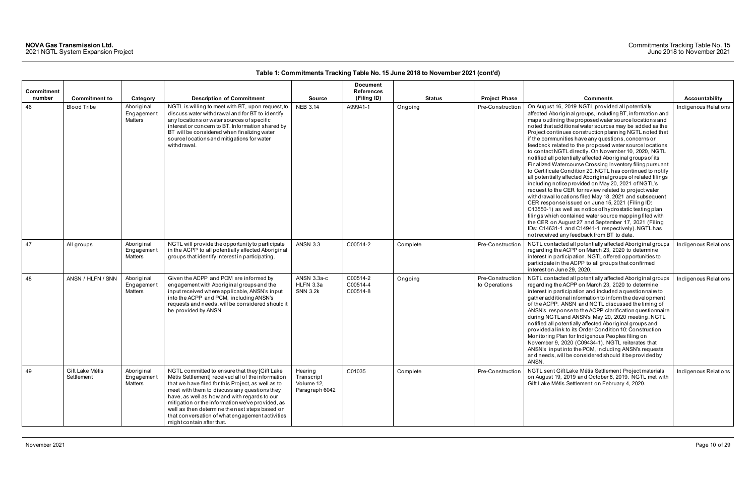**Table 1: Commitments Tracking Table No. 15 June 2018 to November 2021 (cont'd)**

| Commitment number | Commitment to | Category | Description of Commitment | Source | Document References (Filing ID) | Status | Project Phase | Comments | Accountability |
|---|---|---|---|---|---|---|---|---|---|
| 46 | Blood Tribe | Aboriginal Engagement Matters | NGTL is willing to meet with BT, upon request, to discuss water withdrawal and for BT to identify any locations or water sources of specific interest or concern to BT. Information shared by BT will be considered when finalizing water source locations and mitigations for water withdrawal. | NEB 3.14 | A99941-1 | Ongoing | Pre-Construction | On August 16, 2019 NGTL provided all potentially affected Aboriginal groups, including BT, information and maps outlining the proposed water source locations and noted that additional water sources may be added as the Project continues construction planning NGTL noted that if the communities have any questions, concerns or feedback related to the proposed water source locations to contact NGTL directly. On November 10, 2020, NGTL notified all potentially affected Aboriginal groups of its Finalized Watercourse Crossing Inventory filing pursuant to Certificate Condition 20. NGTL has continued to notify all potentially affected Aboriginal groups of related filings including notice provided on May 20, 2021 of NGTL's request to the CER for review related to project water withdrawal locations filed May 18, 2021 and subsequent CER response issued on June 15, 2021 (Filing ID: C13550-1) as well as notice of hydrostatic testing plan filings which contained water source mapping filed with the CER on August 27 and September 17, 2021 (Filing IDs: C14631-1 and C14941-1 respectively). NGTL has not received any feedback from BT to date. | Indigenous Relations |
| 47 | All groups | Aboriginal Engagement Matters | NGTL will provide the opportunity to participate in the ACPP to all potentially affected Aboriginal groups that identify interest in participating. | ANSN 3.3 | C00514-2 | Complete | Pre-Construction | NGTL contacted all potentially affected Aboriginal groups regarding the ACPP on March 23, 2020 to determine interest in participation. NGTL offered opportunities to participate in the ACPP to all groups that confirmed interest on June 29, 2020. | Indigenous Relations |
| 48 | ANSN / HLFN / SNN | Aboriginal Engagement Matters | Given the ACPP and PCM are informed by engagement with Aboriginal groups and the input received where applicable, ANSN's input into the ACPP and PCM, including ANSN's requests and needs, will be considered should it be provided by ANSN. | ANSN 3.3a-c<br>HLFN 3.3a<br>SNN 3.2k | C00514-2<br>C00514-4<br>C00514-8 | Ongoing | Pre-Construction to Operations | NGTL contacted all potentially affected Aboriginal groups regarding the ACPP on March 23, 2020 to determine interest in participation and included a questionnaire to gather additional information to inform the development of the ACPP. ANSN and NGTL discussed the timing of ANSN's response to the ACPP clarification questionnaire during NGTL and ANSN's May 20, 2020 meeting. NGTL notified all potentially affected Aboriginal groups and provided a link to its Order Condition 10: Construction Monitoring Plan for Indigenous Peoples filing on November 9, 2020 (C09434-1). NGTL reiterates that ANSN's input into the PCM, including ANSN's requests and needs, will be considered should it be provided by ANSN. | Indigenous Relations |
| 49 | Gift Lake Métis Settlement | Aboriginal Engagement Matters | NGTL committed to ensure that they [Gift Lake Métis Settlement] received all of the information that we have filed for this Project, as well as to meet with them to discuss any questions they have, as well as how and with regards to our mitigation or the information we've provided, as well as then determine the next steps based on that conversation of what engagement activities might contain after that. | Hearing Transcript Volume 12, Paragraph 6042 | C01035 | Complete | Pre-Construction | NGTL sent Gift Lake Métis Settlement Project materials on August 19, 2019 and October 8, 2019. NGTL met with Gift Lake Métis Settlement on February 4, 2020. | Indigenous Relations |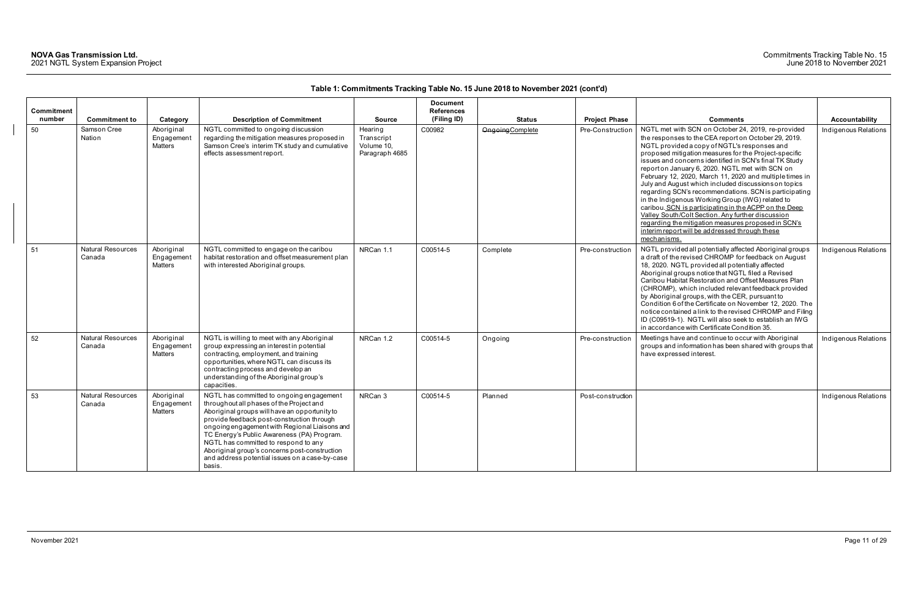**Table 1: Commitments Tracking Table No. 15 June 2018 to November 2021 (cont'd)**

| Commitment number | Commitment to | Category | Description of Commitment | Source | Document References (Filing ID) | Status | Project Phase | Comments | Accountability |
|---|---|---|---|---|---|---|---|---|---|
| 50 | Samson Cree Nation | Aboriginal Engagement Matters | NGTL committed to ongoing discussion regarding the mitigation measures proposed in Samson Cree's interim TK study and cumulative effects assessment report. | Hearing Transcript Volume 10, Paragraph 4685 | C00982 | ~~Ongoing~~Complete | Pre-Construction | NGTL met with SCN on October 24, 2019, re-provided the responses to the CEA report on October 29, 2019. NGTL provided a copy of NGTL's responses and proposed mitigation measures for the Project-specific issues and concerns identified in SCN's final TK Study report on January 6, 2020. NGTL met with SCN on February 12, 2020, March 11, 2020 and multiple times in July and August which included discussions on topics regarding SCN's recommendations. SCN is participating in the Indigenous Working Group (IWG) related to caribou. SCN is participating in the ACPP on the Deep Valley South/Colt Section. Any further discussion regarding the mitigation measures proposed in SCN's interim report will be addressed through these mechanisms. | Indigenous Relations |
| 51 | Natural Resources Canada | Aboriginal Engagement Matters | NGTL committed to engage on the caribou habitat restoration and offset measurement plan with interested Aboriginal groups. | NRCan 1.1 | C00514-5 | Complete | Pre-construction | NGTL provided all potentially affected Aboriginal groups a draft of the revised CHROMP for feedback on August 18, 2020. NGTL provided all potentially affected Aboriginal groups notice that NGTL filed a Revised Caribou Habitat Restoration and Offset Measures Plan (CHROMP), which included relevant feedback provided by Aboriginal groups, with the CER, pursuant to Condition 6 of the Certificate on November 12, 2020. The notice contained a link to the revised CHROMP and Filing ID (C09519-1). NGTL will also seek to establish an IWG in accordance with Certificate Condition 35. | Indigenous Relations |
| 52 | Natural Resources Canada | Aboriginal Engagement Matters | NGTL is willing to meet with any Aboriginal group expressing an interest in potential contracting, employment, and training opportunities, where NGTL can discuss its contracting process and develop an understanding of the Aboriginal group's capacities. | NRCan 1.2 | C00514-5 | Ongoing | Pre-construction | Meetings have and continue to occur with Aboriginal groups and information has been shared with groups that have expressed interest. | Indigenous Relations |
| 53 | Natural Resources Canada | Aboriginal Engagement Matters | NGTL has committed to ongoing engagement throughout all phases of the Project and Aboriginal groups will have an opportunity to provide feedback post-construction through ongoing engagement with Regional Liaisons and TC Energy's Public Awareness (PA) Program. NGTL has committed to respond to any Aboriginal group's concerns post-construction and address potential issues on a case-by-case basis. | NRCan 3 | C00514-5 | Planned | Post-construction | | Indigenous Relations |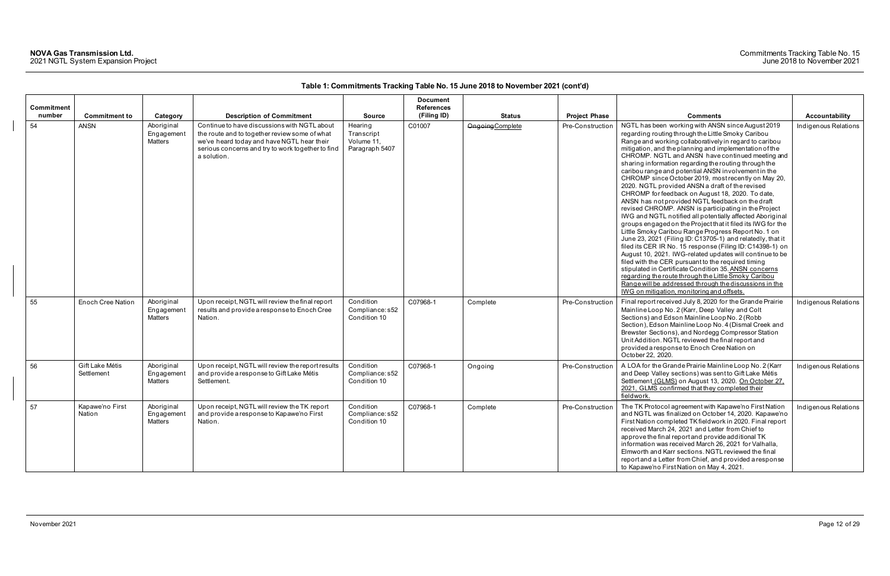**Table 1: Commitments Tracking Table No. 15 June 2018 to November 2021 (cont'd)**

| Commitment number | Commitment to | Category | Description of Commitment | Source | Document References (Filing ID) | Status | Project Phase | Comments | Accountability |
|---|---|---|---|---|---|---|---|---|---|
| 54 | ANSN | Aboriginal Engagement Matters | Continue to have discussions with NGTL about the route and to together review some of what we've heard today and have NGTL hear their serious concerns and try to work together to find a solution. | Hearing Transcript Volume 11, Paragraph 5407 | C01007 | ~~Ongoing~~Complete | Pre-Construction | NGTL has been working with ANSN since August 2019 regarding routing through the Little Smoky Caribou Range and working collaboratively in regard to caribou mitigation, and the planning and implementation of the CHROMP. NGTL and ANSN have continued meeting and sharing information regarding the routing through the caribou range and potential ANSN involvement in the CHROMP since October 2019, most recently on May 20, 2020. NGTL provided ANSN a draft of the revised CHROMP for feedback on August 18, 2020. To date, ANSN has not provided NGTL feedback on the draft revised CHROMP. ANSN is participating in the Project IWG and NGTL notified all potentially affected Aboriginal groups engaged on the Project that it filed its IWG for the Little Smoky Caribou Range Progress Report No. 1 on June 23, 2021 (Filing ID: C13705-1) and relatedly, that it filed its CER IR No. 15 response (Filing ID: C14398-1) on August 10, 2021. IWG-related updates will continue to be filed with the CER pursuant to the required timing stipulated in Certificate Condition 35. <u>ANSN concerns regarding the route through the Little Smoky Caribou Range will be addressed through the discussions in the IWG on mitigation, monitoring and offsets.</u> | Indigenous Relations |
| 55 | Enoch Cree Nation | Aboriginal Engagement Matters | Upon receipt, NGTL will review the final report results and provide a response to Enoch Cree Nation. | Condition Compliance: s52 Condition 10 | C07968-1 | Complete | Pre-Construction | Final report received July 8, 2020 for the Grande Prairie Mainline Loop No. 2 (Karr, Deep Valley and Colt Sections) and Edson Mainline Loop No. 2 (Robb Section), Edson Mainline Loop No. 4 (Dismal Creek and Brewster Sections), and Nordegg Compressor Station Unit Addition. NGTL reviewed the final report and provided a response to Enoch Cree Nation on October 22, 2020. | Indigenous Relations |
| 56 | Gift Lake Métis Settlement | Aboriginal Engagement Matters | Upon receipt, NGTL will review the report results and provide a response to Gift Lake Métis Settlement. | Condition Compliance: s52 Condition 10 | C07968-1 | Ongoing | Pre-Construction | A LOA for the Grande Prairie Mainline Loop No. 2 (Karr and Deep Valley sections) was sent to Gift Lake Métis Settlement <u>(GLMS)</u> on August 13, 2020. <u>On October 27, 2021, GLMS confirmed that they completed their fieldwork.</u> | Indigenous Relations |
| 57 | Kapawe'no First Nation | Aboriginal Engagement Matters | Upon receipt, NGTL will review the TK report and provide a response to Kapawe'no First Nation. | Condition Compliance: s52 Condition 10 | C07968-1 | Complete | Pre-Construction | The TK Protocol agreement with Kapawe'no First Nation and NGTL was finalized on October 14, 2020. Kapawe'no First Nation completed TK fieldwork in 2020. Final report received March 24, 2021 and Letter from Chief to approve the final report and provide additional TK information was received March 26, 2021 for Valhalla, Elmworth and Karr sections. NGTL reviewed the final report and a Letter from Chief, and provided a response to Kapawe'no First Nation on May 4, 2021. | Indigenous Relations |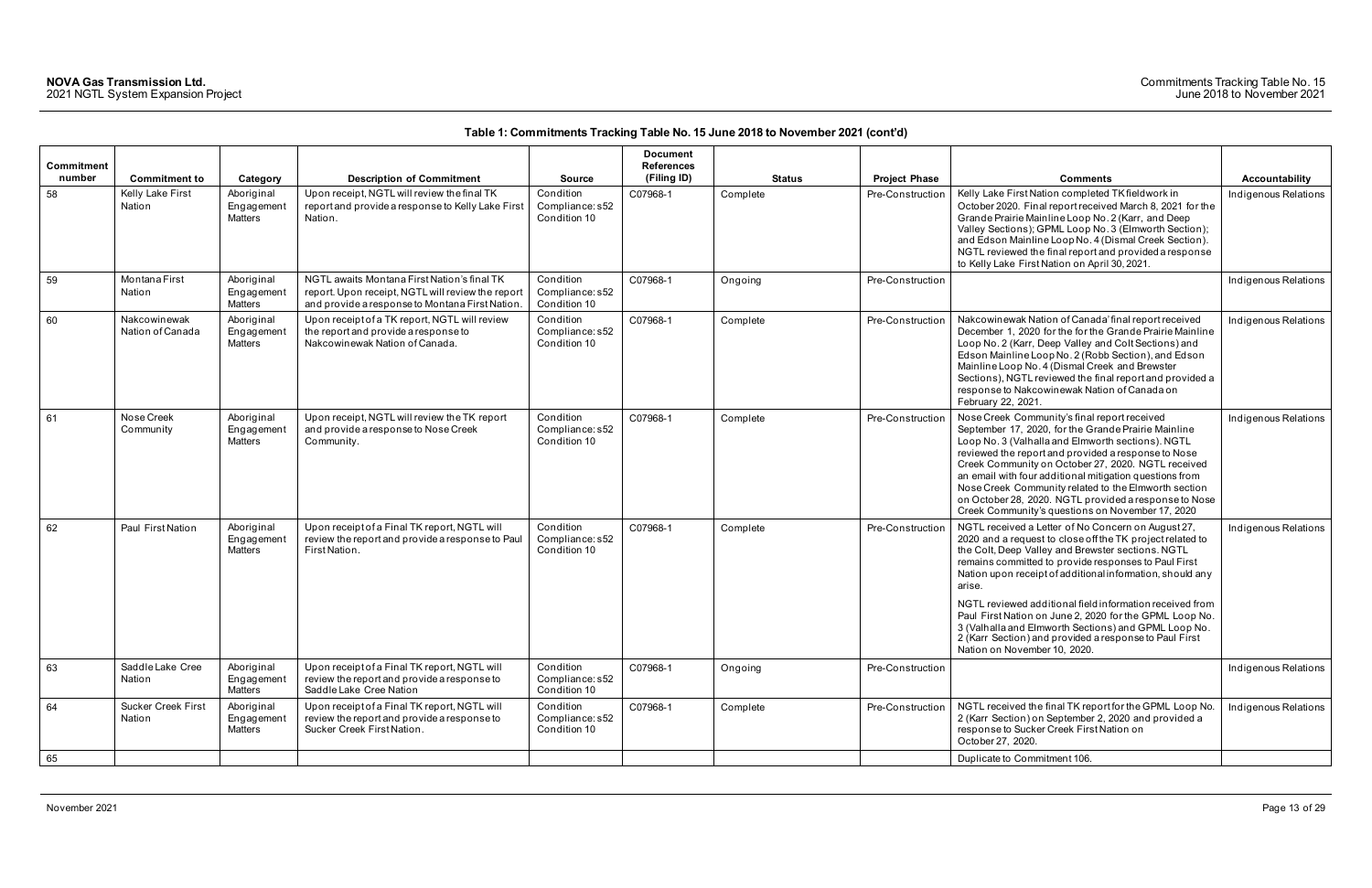**Table 1: Commitments Tracking Table No. 15 June 2018 to November 2021 (cont'd)**

| Commitment number | Commitment to | Category | Description of Commitment | Source | Document References (Filing ID) | Status | Project Phase | Comments | Accountability |
|---|---|---|---|---|---|---|---|---|---|
| 58 | Kelly Lake First Nation | Aboriginal Engagement Matters | Upon receipt, NGTL will review the final TK report and provide a response to Kelly Lake First Nation. | Condition Compliance: s52 Condition 10 | C07968-1 | Complete | Pre-Construction | Kelly Lake First Nation completed TK fieldwork in October 2020. Final report received March 8, 2021 for the Grande Prairie Mainline Loop No. 2 (Karr, and Deep Valley Sections); GPML Loop No. 3 (Elmworth Section); and Edson Mainline Loop No. 4 (Dismal Creek Section). NGTL reviewed the final report and provided a response to Kelly Lake First Nation on April 30, 2021. | Indigenous Relations |
| 59 | Montana First Nation | Aboriginal Engagement Matters | NGTL awaits Montana First Nation's final TK report. Upon receipt, NGTL will review the report and provide a response to Montana First Nation. | Condition Compliance: s52 Condition 10 | C07968-1 | Ongoing | Pre-Construction | | Indigenous Relations |
| 60 | Nakcowinewak Nation of Canada | Aboriginal Engagement Matters | Upon receipt of a TK report, NGTL will review the report and provide a response to Nakcowinewak Nation of Canada. | Condition Compliance: s52 Condition 10 | C07968-1 | Complete | Pre-Construction | Nakcowinewak Nation of Canada' final report received December 1, 2020 for the for the Grande Prairie Mainline Loop No. 2 (Karr, Deep Valley and Colt Sections) and Edson Mainline Loop No. 2 (Robb Section), and Edson Mainline Loop No. 4 (Dismal Creek and Brewster Sections), NGTL reviewed the final report and provided a response to Nakcowinewak Nation of Canada on February 22, 2021. | Indigenous Relations |
| 61 | Nose Creek Community | Aboriginal Engagement Matters | Upon receipt, NGTL will review the TK report and provide a response to Nose Creek Community. | Condition Compliance: s52 Condition 10 | C07968-1 | Complete | Pre-Construction | Nose Creek Community's final report received September 17, 2020, for the Grande Prairie Mainline Loop No. 3 (Valhalla and Elmworth sections). NGTL reviewed the report and provided a response to Nose Creek Community on October 27, 2020. NGTL received an email with four additional mitigation questions from Nose Creek Community related to the Elmworth section on October 28, 2020. NGTL provided a response to Nose Creek Community's questions on November 17, 2020 | Indigenous Relations |
| 62 | Paul First Nation | Aboriginal Engagement Matters | Upon receipt of a Final TK report, NGTL will review the report and provide a response to Paul First Nation. | Condition Compliance: s52 Condition 10 | C07968-1 | Complete | Pre-Construction | NGTL received a Letter of No Concern on August 27, 2020 and a request to close off the TK project related to the Colt, Deep Valley and Brewster sections. NGTL remains committed to provide responses to Paul First Nation upon receipt of additional information, should any arise.<br><br>NGTL reviewed additional field information received from Paul First Nation on June 2, 2020 for the GPML Loop No. 3 (Valhalla and Elmworth Sections) and GPML Loop No. 2 (Karr Section) and provided a response to Paul First Nation on November 10, 2020. | Indigenous Relations |
| 63 | Saddle Lake Cree Nation | Aboriginal Engagement Matters | Upon receipt of a Final TK report, NGTL will review the report and provide a response to Saddle Lake Cree Nation | Condition Compliance: s52 Condition 10 | C07968-1 | Ongoing | Pre-Construction | | Indigenous Relations |
| 64 | Sucker Creek First Nation | Aboriginal Engagement Matters | Upon receipt of a Final TK report, NGTL will review the report and provide a response to Sucker Creek First Nation. | Condition Compliance: s52 Condition 10 | C07968-1 | Complete | Pre-Construction | NGTL received the final TK report for the GPML Loop No. 2 (Karr Section) on September 2, 2020 and provided a response to Sucker Creek First Nation on October 27, 2020. | Indigenous Relations |
| 65 | | | | | | | | Duplicate to Commitment 106. | |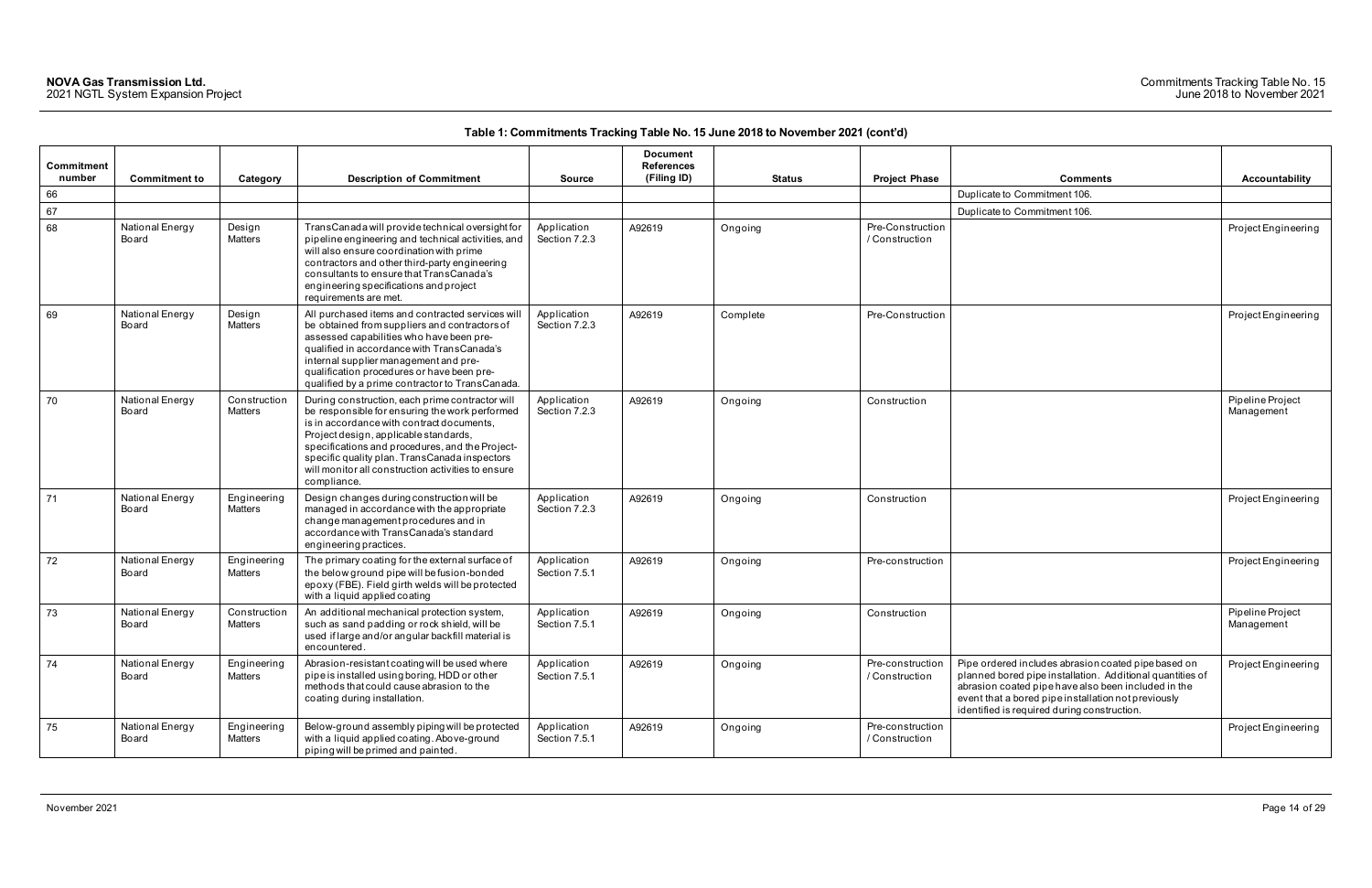**Table 1: Commitments Tracking Table No. 15 June 2018 to November 2021 (cont'd)**

| Commitment number | Commitment to | Category | Description of Commitment | Source | Document References (Filing ID) | Status | Project Phase | Comments | Accountability |
|---|---|---|---|---|---|---|---|---|---|
| 66 | | | | | | | | Duplicate to Commitment 106. | |
| 67 | | | | | | | | Duplicate to Commitment 106. | |
| 68 | National Energy Board | Design Matters | TransCanada will provide technical oversight for pipeline engineering and technical activities, and will also ensure coordination with prime contractors and other third-party engineering consultants to ensure that TransCanada's engineering specifications and project requirements are met. | Application Section 7.2.3 | A92619 | Ongoing | Pre-Construction / Construction | | Project Engineering |
| 69 | National Energy Board | Design Matters | All purchased items and contracted services will be obtained from suppliers and contractors of assessed capabilities who have been pre-qualified in accordance with TransCanada's internal supplier management and pre-qualification procedures or have been pre-qualified by a prime contractor to TransCanada. | Application Section 7.2.3 | A92619 | Complete | Pre-Construction | | Project Engineering |
| 70 | National Energy Board | Construction Matters | During construction, each prime contractor will be responsible for ensuring the work performed is in accordance with contract documents, Project design, applicable standards, specifications and procedures, and the Project-specific quality plan. TransCanada inspectors will monitor all construction activities to ensure compliance. | Application Section 7.2.3 | A92619 | Ongoing | Construction | | Pipeline Project Management |
| 71 | National Energy Board | Engineering Matters | Design changes during construction will be managed in accordance with the appropriate change management procedures and in accordance with TransCanada's standard engineering practices. | Application Section 7.2.3 | A92619 | Ongoing | Construction | | Project Engineering |
| 72 | National Energy Board | Engineering Matters | The primary coating for the external surface of the below ground pipe will be fusion-bonded epoxy (FBE). Field girth welds will be protected with a liquid applied coating | Application Section 7.5.1 | A92619 | Ongoing | Pre-construction | | Project Engineering |
| 73 | National Energy Board | Construction Matters | An additional mechanical protection system, such as sand padding or rock shield, will be used if large and/or angular backfill material is encountered. | Application Section 7.5.1 | A92619 | Ongoing | Construction | | Pipeline Project Management |
| 74 | National Energy Board | Engineering Matters | Abrasion-resistant coating will be used where pipe is installed using boring, HDD or other methods that could cause abrasion to the coating during installation. | Application Section 7.5.1 | A92619 | Ongoing | Pre-construction / Construction | Pipe ordered includes abrasion coated pipe based on planned bored pipe installation. Additional quantities of abrasion coated pipe have also been included in the event that a bored pipe installation not previously identified is required during construction. | Project Engineering |
| 75 | National Energy Board | Engineering Matters | Below-ground assembly piping will be protected with a liquid applied coating. Above-ground piping will be primed and painted. | Application Section 7.5.1 | A92619 | Ongoing | Pre-construction / Construction | | Project Engineering |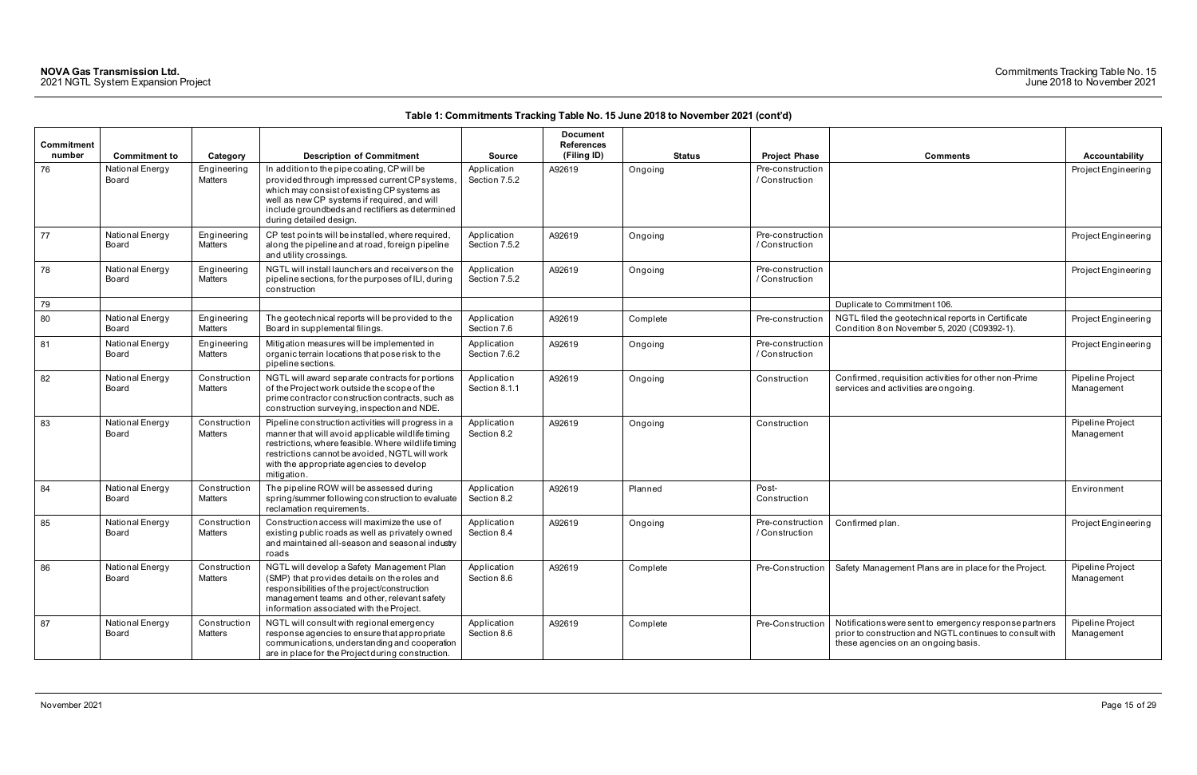**Table 1: Commitments Tracking Table No. 15 June 2018 to November 2021 (cont'd)**

| Commitment number | Commitment to | Category | Description of Commitment | Source | Document References (Filing ID) | Status | Project Phase | Comments | Accountability |
|---|---|---|---|---|---|---|---|---|---|
| 76 | National Energy Board | Engineering Matters | In addition to the pipe coating, CP will be provided through impressed current CP systems, which may consist of existing CP systems as well as new CP systems if required, and will include groundbeds and rectifiers as determined during detailed design. | Application Section 7.5.2 | A92619 | Ongoing | Pre-construction / Construction | | Project Engineering |
| 77 | National Energy Board | Engineering Matters | CP test points will be installed, where required, along the pipeline and at road, foreign pipeline and utility crossings. | Application Section 7.5.2 | A92619 | Ongoing | Pre-construction / Construction | | Project Engineering |
| 78 | National Energy Board | Engineering Matters | NGTL will install launchers and receivers on the pipeline sections, for the purposes of ILI, during construction | Application Section 7.5.2 | A92619 | Ongoing | Pre-construction / Construction | | Project Engineering |
| 79 | | | | | | | | Duplicate to Commitment 106. | |
| 80 | National Energy Board | Engineering Matters | The geotechnical reports will be provided to the Board in supplemental filings. | Application Section 7.6 | A92619 | Complete | Pre-construction | NGTL filed the geotechnical reports in Certificate Condition 8 on November 5, 2020 (C09392-1). | Project Engineering |
| 81 | National Energy Board | Engineering Matters | Mitigation measures will be implemented in organic terrain locations that pose risk to the pipeline sections. | Application Section 7.6.2 | A92619 | Ongoing | Pre-construction / Construction | | Project Engineering |
| 82 | National Energy Board | Construction Matters | NGTL will award separate contracts for portions of the Project work outside the scope of the prime contractor construction contracts, such as construction surveying, inspection and NDE. | Application Section 8.1.1 | A92619 | Ongoing | Construction | Confirmed, requisition activities for other non-Prime services and activities are ongoing. | Pipeline Project Management |
| 83 | National Energy Board | Construction Matters | Pipeline construction activities will progress in a manner that will avoid applicable wildlife timing restrictions, where feasible. Where wildlife timing restrictions cannot be avoided, NGTL will work with the appropriate agencies to develop mitigation. | Application Section 8.2 | A92619 | Ongoing | Construction | | Pipeline Project Management |
| 84 | National Energy Board | Construction Matters | The pipeline ROW will be assessed during spring/summer following construction to evaluate reclamation requirements. | Application Section 8.2 | A92619 | Planned | Post-Construction | | Environment |
| 85 | National Energy Board | Construction Matters | Construction access will maximize the use of existing public roads as well as privately owned and maintained all-season and seasonal industry roads | Application Section 8.4 | A92619 | Ongoing | Pre-construction / Construction | Confirmed plan. | Project Engineering |
| 86 | National Energy Board | Construction Matters | NGTL will develop a Safety Management Plan (SMP) that provides details on the roles and responsibilities of the project/construction management teams and other, relevant safety information associated with the Project. | Application Section 8.6 | A92619 | Complete | Pre-Construction | Safety Management Plans are in place for the Project. | Pipeline Project Management |
| 87 | National Energy Board | Construction Matters | NGTL will consult with regional emergency response agencies to ensure that appropriate communications, understanding and cooperation are in place for the Project during construction. | Application Section 8.6 | A92619 | Complete | Pre-Construction | Notifications were sent to emergency response partners prior to construction and NGTL continues to consult with these agencies on an ongoing basis. | Pipeline Project Management |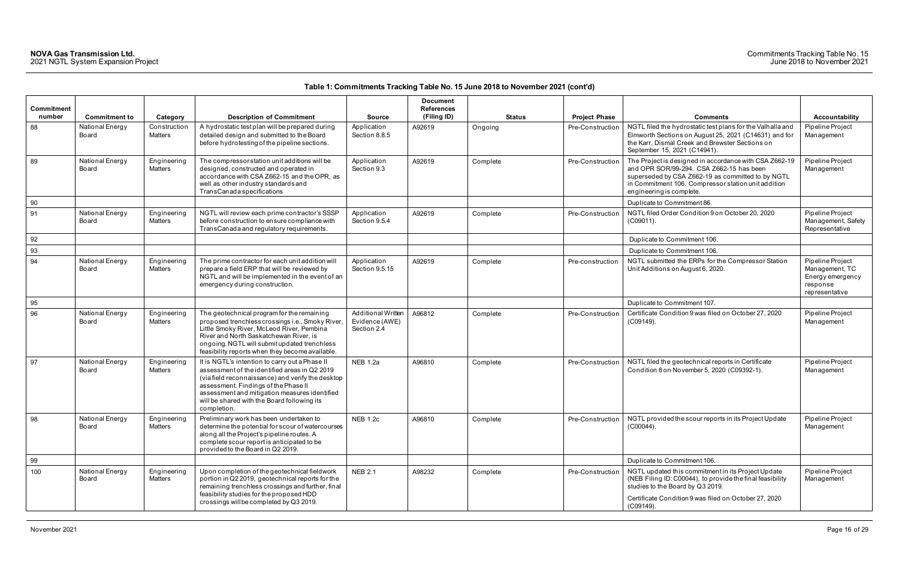**Table 1: Commitments Tracking Table No. 15 June 2018 to November 2021 (cont'd)**

| Commitment number | Commitment to | Category | Description of Commitment | Source | Document References (Filing ID) | Status | Project Phase | Comments | Accountability |
|---|---|---|---|---|---|---|---|---|---|
| 88 | National Energy Board | Construction Matters | A hydrostatic test plan will be prepared during detailed design and submitted to the Board before hydrotesting of the pipeline sections. | Application Section 8.8.5 | A92619 | Ongoing | Pre-Construction | NGTL filed the hydrostatic test plans for the Valhalla and Elmworth Sections on August 25, 2021 (C14631) and for the Karr, Dismal Creek and Brewster Sections on September 15, 2021 (C14941). | Pipeline Project Management |
| 89 | National Energy Board | Engineering Matters | The compressor station unit additions will be designed, constructed and operated in accordance with CSA Z662-15 and the OPR, as well as other industry standards and TransCanada specifications | Application Section 9.3 | A92619 | Complete | Pre-Construction | The Project is designed in accordance with CSA Z662-19 and OPR SOR/99-294. CSA Z662-15 has been superseded by CSA Z662-19 as committed to by NGTL in Commitment 106. Compressor station unit addition engineering is complete. | Pipeline Project Management |
| 90 | | | | | | | | Duplicate to Commitment 86. | |
| 91 | National Energy Board | Engineering Matters | NGTL will review each prime contractor's SSSP before construction to ensure compliance with TransCanada and regulatory requirements. | Application Section 9.5.4 | A92619 | Complete | Pre-Construction | NGTL filed Order Condition 9 on October 20, 2020 (C09011). | Pipeline Project Management, Safety Representative |
| 92 | | | | | | | | Duplicate to Commitment 106. | |
| 93 | | | | | | | | Duplicate to Commitment 106. | |
| 94 | National Energy Board | Engineering Matters | The prime contractor for each unit addition will prepare a field ERP that will be reviewed by NGTL and will be implemented in the event of an emergency during construction. | Application Section 9.5.15 | A92619 | Complete | Pre-construction | NGTL submitted the ERPs for the Compressor Station Unit Additions on August 6, 2020. | Pipeline Project Management, TC Energy emergency response representative |
| 95 | | | | | | | | Duplicate to Commitment 107. | |
| 96 | National Energy Board | Engineering Matters | The geotechnical program for the remaining proposed trenchless crossings i.e., Smoky River, Little Smoky River, McLeod River, Pembina River and North Saskatchewan River, is ongoing. NGTL will submit updated trenchless feasibility reports when they become available. | Additional Written Evidence (AWE) Section 2.4 | A96812 | Complete | Pre-Construction | Certificate Condition 9 was filed on October 27, 2020 (C09149). | Pipeline Project Management |
| 97 | National Energy Board | Engineering Matters | It is NGTL's intention to carry out a Phase II assessment of the identified areas in Q2 2019 (via field reconnaissance) and verify the desktop assessment. Findings of the Phase II assessment and mitigation measures identified will be shared with the Board following its completion. | NEB 1.2a | A96810 | Complete | Pre-Construction | NGTL filed the geotechnical reports in Certificate Condition 8 on November 5, 2020 (C09392-1). | Pipeline Project Management |
| 98 | National Energy Board | Engineering Matters | Preliminary work has been undertaken to determine the potential for scour of watercourses along all the Project's pipeline routes. A complete scour report is anticipated to be provided to the Board in Q2 2019. | NEB 1.2c | A96810 | Complete | Pre-Construction | NGTL provided the scour reports in its Project Update (C00044). | Pipeline Project Management |
| 99 | | | | | | | | Duplicate to Commitment 106. | |
| 100 | National Energy Board | Engineering Matters | Upon completion of the geotechnical fieldwork portion in Q2 2019, geotechnical reports for the remaining trenchless crossings and further, final feasibility studies for the proposed HDD crossings will be completed by Q3 2019. | NEB 2.1 | A98232 | Complete | Pre-Construction | NGTL updated this commitment in its Project Update (NEB Filing ID: C00044), to provide the final feasibility studies to the Board by Q3 2019. <br><br> Certificate Condition 9 was filed on October 27, 2020 (C09149). | Pipeline Project Management |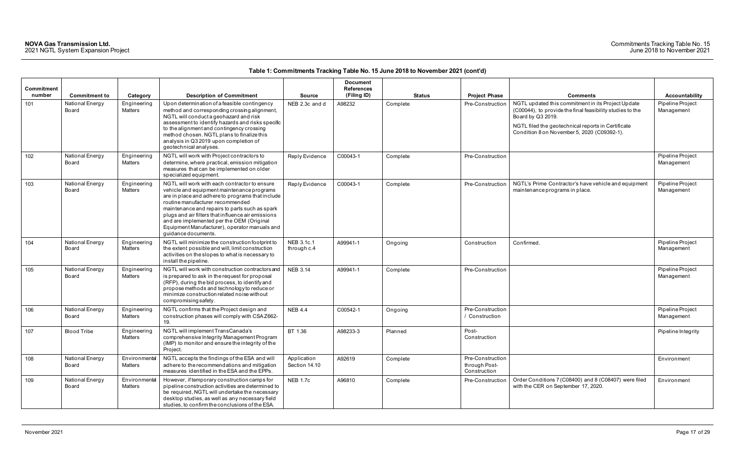**Table 1: Commitments Tracking Table No. 15 June 2018 to November 2021 (cont'd)**

| Commitment number | Commitment to | Category | Description of Commitment | Source | Document References (Filing ID) | Status | Project Phase | Comments | Accountability |
|---|---|---|---|---|---|---|---|---|---|
| 101 | National Energy Board | Engineering Matters | Upon determination of a feasible contingency method and corresponding crossing alignment, NGTL will conduct a geohazard and risk assessment to identify hazards and risks specific to the alignment and contingency crossing method chosen. NGTL plans to finalize this analysis in Q3 2019 upon completion of geotechnical analyses. | NEB 2.3c and d | A98232 | Complete | Pre-Construction | NGTL updated this commitment in its Project Update (C00044), to provide the final feasibility studies to the Board by Q3 2019. NGTL filed the geotechnical reports in Certificate Condition 8 on November 5, 2020 (C09392-1). | Pipeline Project Management |
| 102 | National Energy Board | Engineering Matters | NGTL will work with Project contractors to determine, where practical, emission mitigation measures that can be implemented on older specialized equipment. | Reply Evidence | C00043-1 | Complete | Pre-Construction | | Pipeline Project Management |
| 103 | National Energy Board | Engineering Matters | NGTL will work with each contractor to ensure vehicle and equipment maintenance programs are in place and adhere to programs that include routine manufacturer recommended maintenance and repairs to parts such as spark plugs and air filters that influence air emissions and are implemented per the OEM (Original Equipment Manufacturer), operator manuals and guidance documents. | Reply Evidence | C00043-1 | Complete | Pre-Construction | NGTL's Prime Contractor's have vehicle and equipment maintenance programs in place. | Pipeline Project Management |
| 104 | National Energy Board | Engineering Matters | NGTL will minimize the construction footprint to the extent possible and will, limit construction activities on the slopes to what is necessary to install the pipeline. | NEB 3.1c.1 through c.4 | A99941-1 | Ongoing | Construction | Confirmed. | Pipeline Project Management |
| 105 | National Energy Board | Engineering Matters | NGTL will work with construction contractors and is prepared to ask in the request for proposal (RFP), during the bid process, to identify and propose methods and technology to reduce or minimize construction related noise without compromising safety. | NEB 3.14 | A99941-1 | Complete | Pre-Construction | | Pipeline Project Management |
| 106 | National Energy Board | Engineering Matters | NGTL confirms that the Project design and construction phases will comply with CSA Z662-19. | NEB 4.4 | C00542-1 | Ongoing | Pre-Construction / Construction | | Pipeline Project Management |
| 107 | Blood Tribe | Engineering Matters | NGTL will implement TransCanada's comprehensive Integrity Management Program (IMP) to monitor and ensure the integrity of the Project. | BT 1.36 | A98233-3 | Planned | Post-Construction | | Pipeline Integrity |
| 108 | National Energy Board | Environmental Matters | NGTL accepts the findings of the ESA and will adhere to the recommendations and mitigation measures identified in the ESA and the EPPs. | Application Section 14.10 | A92619 | Complete | Pre-Construction through Post-Construction | | Environment |
| 109 | National Energy Board | Environmental Matters | However, if temporary construction camps for pipeline construction activities are determined to be required, NGTL will undertake the necessary desktop studies, as well as any necessary field studies, to confirm the conclusions of the ESA. | NEB 1.7c | A96810 | Complete | Pre-Construction | Order Conditions 7 (C08400) and 8 (C08407) were filed with the CER on September 17, 2020. | Environment |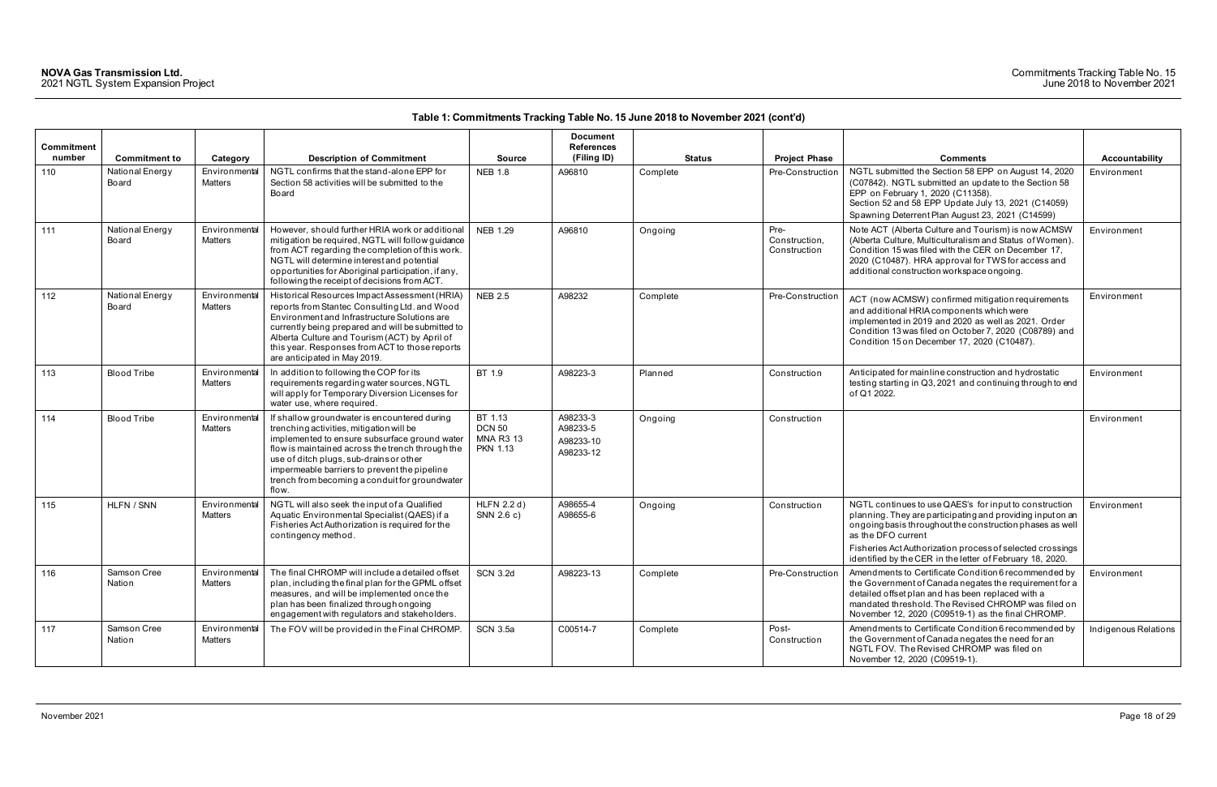**Table 1: Commitments Tracking Table No. 15 June 2018 to November 2021 (cont'd)**

| Commitment number | Commitment to | Category | Description of Commitment | Source | Document References (Filing ID) | Status | Project Phase | Comments | Accountability |
|---|---|---|---|---|---|---|---|---|---|
| 110 | National Energy Board | Environmental Matters | NGTL confirms that the stand-alone EPP for Section 58 activities will be submitted to the Board | NEB 1.8 | A96810 | Complete | Pre-Construction | NGTL submitted the Section 58 EPP on August 14, 2020 (C07842). NGTL submitted an update to the Section 58 EPP on February 1, 2020 (C11358). Section 52 and 58 EPP Update July 13, 2021 (C14059) Spawning Deterrent Plan August 23, 2021 (C14599) | Environment |
| 111 | National Energy Board | Environmental Matters | However, should further HRIA work or additional mitigation be required, NGTL will follow guidance from ACT regarding the completion of this work. NGTL will determine interest and potential opportunities for Aboriginal participation, if any, following the receipt of decisions from ACT. | NEB 1.29 | A96810 | Ongoing | Pre-Construction, Construction | Note ACT (Alberta Culture and Tourism) is now ACMSW (Alberta Culture, Multiculturalism and Status of Women). Condition 15 was filed with the CER on December 17, 2020 (C10487). HRA approval for TWS for access and additional construction workspace ongoing. | Environment |
| 112 | National Energy Board | Environmental Matters | Historical Resources Impact Assessment (HRIA) reports from Stantec Consulting Ltd. and Wood Environment and Infrastructure Solutions are currently being prepared and will be submitted to Alberta Culture and Tourism (ACT) by April of this year. Responses from ACT to those reports are anticipated in May 2019. | NEB 2.5 | A98232 | Complete | Pre-Construction | ACT (now ACMSW) confirmed mitigation requirements and additional HRIA components which were implemented in 2019 and 2020 as well as 2021. Order Condition 13 was filed on October 7, 2020 (C08789) and Condition 15 on December 17, 2020 (C10487). | Environment |
| 113 | Blood Tribe | Environmental Matters | In addition to following the COP for its requirements regarding water sources, NGTL will apply for Temporary Diversion Licenses for water use, where required. | BT 1.9 | A98223-3 | Planned | Construction | Anticipated for mainline construction and hydrostatic testing starting in Q3, 2021 and continuing through to end of Q1 2022. | Environment |
| 114 | Blood Tribe | Environmental Matters | If shallow groundwater is encountered during trenching activities, mitigation will be implemented to ensure subsurface ground water flow is maintained across the trench through the use of ditch plugs, sub-drains or other impermeable barriers to prevent the pipeline trench from becoming a conduit for groundwater flow. | BT 1.13<br>DCN 50<br>MNA R3 13<br>PKN 1.13 | A98223-3<br>A98233-5<br>A98233-10<br>A98233-12 | Ongoing | Construction | | Environment |
| 115 | HLFN / SNN | Environmental Matters | NGTL will also seek the input of a Qualified Aquatic Environmental Specialist (QAES) if a Fisheries Act Authorization is required for the contingency method. | HLFN 2.2 d)<br>SNN 2.6 c) | A98655-4<br>A98655-6 | Ongoing | Construction | NGTL continues to use QAES's for input to construction planning. They are participating and providing input on an ongoing basis throughout the construction phases as well as the DFO current<br>Fisheries Act Authorization process of selected crossings identified by the CER in the letter of February 18, 2020. | Environment |
| 116 | Samson Cree Nation | Environmental Matters | The final CHROMP will include a detailed offset plan, including the final plan for the GPML offset measures, and will be implemented once the plan has been finalized through ongoing engagement with regulators and stakeholders. | SCN 3.2d | A98223-13 | Complete | Pre-Construction | Amendments to Certificate Condition 6 recommended by the Government of Canada negates the requirement for a detailed offset plan and has been replaced with a mandated threshold. The Revised CHROMP was filed on November 12, 2020 (C09519-1) as the final CHROMP. | Environment |
| 117 | Samson Cree Nation | Environmental Matters | The FOV will be provided in the Final CHROMP. | SCN 3.5a | C00514-7 | Complete | Post-Construction | Amendments to Certificate Condition 6 recommended by the Government of Canada negates the need for an NGTL FOV. The Revised CHROMP was filed on November 12, 2020 (C09519-1). | Indigenous Relations |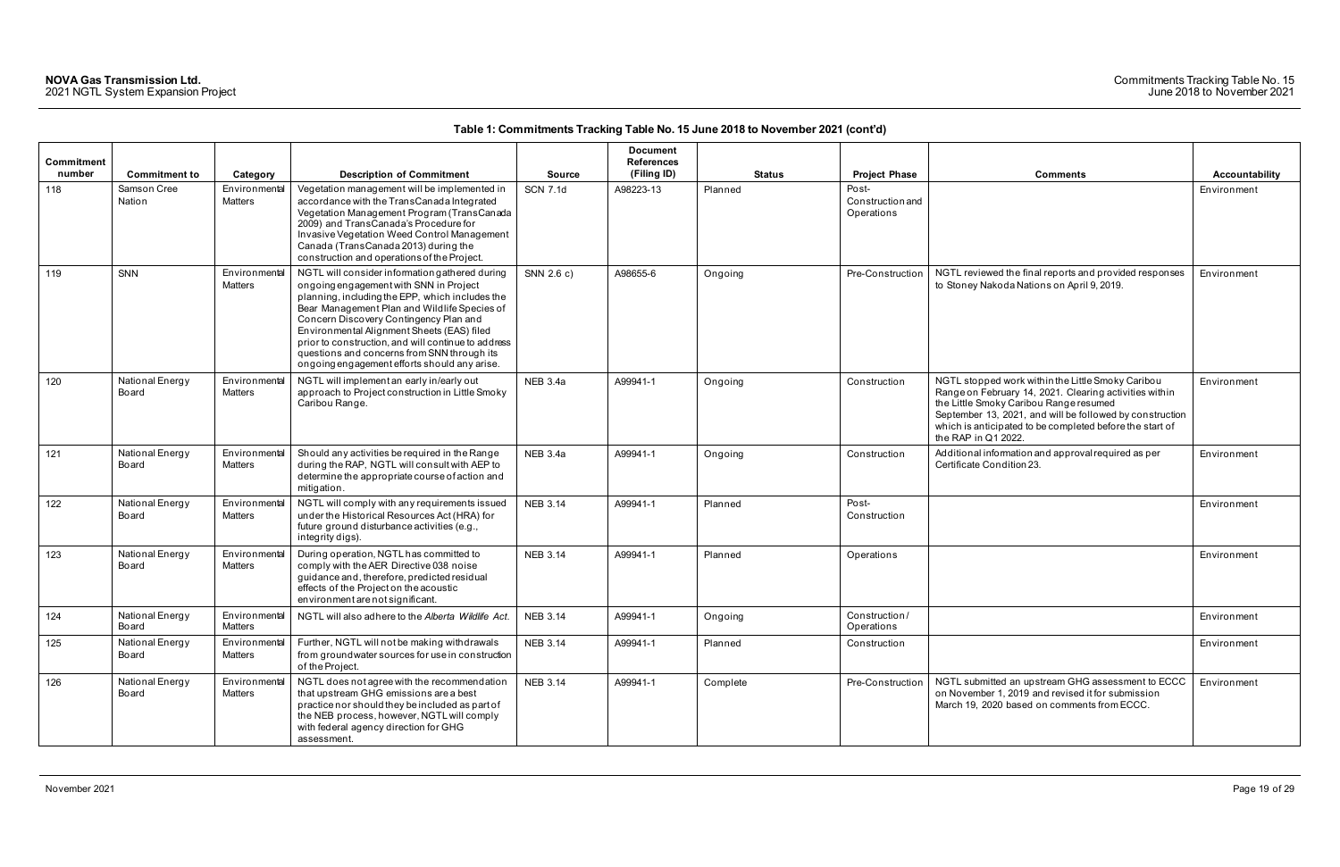**Table 1: Commitments Tracking Table No. 15 June 2018 to November 2021 (cont'd)**

| Commitment number | Commitment to | Category | Description of Commitment | Source | Document References (Filing ID) | Status | Project Phase | Comments | Accountability |
|---|---|---|---|---|---|---|---|---|---|
| 118 | Samson Cree Nation | Environmental Matters | Vegetation management will be implemented in accordance with the TransCanada Integrated Vegetation Management Program (TransCanada 2009) and TransCanada's Procedure for Invasive Vegetation Weed Control Management Canada (TransCanada 2013) during the construction and operations of the Project. | SCN 7.1d | A98223-13 | Planned | Post-Construction and Operations | | Environment |
| 119 | SNN | Environmental Matters | NGTL will consider information gathered during ongoing engagement with SNN in Project planning, including the EPP, which includes the Bear Management Plan and Wildlife Species of Concern Discovery Contingency Plan and Environmental Alignment Sheets (EAS) filed prior to construction, and will continue to address questions and concerns from SNN through its ongoing engagement efforts should any arise. | SNN 2.6 c) | A98655-6 | Ongoing | Pre-Construction | NGTL reviewed the final reports and provided responses to Stoney Nakoda Nations on April 9, 2019. | Environment |
| 120 | National Energy Board | Environmental Matters | NGTL will implement an early in/early out approach to Project construction in Little Smoky Caribou Range. | NEB 3.4a | A99941-1 | Ongoing | Construction | NGTL stopped work within the Little Smoky Caribou Range on February 14, 2021. Clearing activities within the Little Smoky Caribou Range resumed September 13, 2021, and will be followed by construction which is anticipated to be completed before the start of the RAP in Q1 2022. | Environment |
| 121 | National Energy Board | Environmental Matters | Should any activities be required in the Range during the RAP, NGTL will consult with AEP to determine the appropriate course of action and mitigation. | NEB 3.4a | A99941-1 | Ongoing | Construction | Additional information and approval required as per Certificate Condition 23. | Environment |
| 122 | National Energy Board | Environmental Matters | NGTL will comply with any requirements issued under the Historical Resources Act (HRA) for future ground disturbance activities (e.g., integrity digs). | NEB 3.14 | A99941-1 | Planned | Post-Construction | | Environment |
| 123 | National Energy Board | Environmental Matters | During operation, NGTL has committed to comply with the AER Directive 038 noise guidance and, therefore, predicted residual effects of the Project on the acoustic environment are not significant. | NEB 3.14 | A99941-1 | Planned | Operations | | Environment |
| 124 | National Energy Board | Environmental Matters | NGTL will also adhere to the *Alberta Wildlife Act*. | NEB 3.14 | A99941-1 | Ongoing | Construction / Operations | | Environment |
| 125 | National Energy Board | Environmental Matters | Further, NGTL will not be making withdrawals from groundwater sources for use in construction of the Project. | NEB 3.14 | A99941-1 | Planned | Construction | | Environment |
| 126 | National Energy Board | Environmental Matters | NGTL does not agree with the recommendation that upstream GHG emissions are a best practice nor should they be included as part of the NEB process, however, NGTL will comply with federal agency direction for GHG assessment. | NEB 3.14 | A99941-1 | Complete | Pre-Construction | NGTL submitted an upstream GHG assessment to ECCC on November 1, 2019 and revised it for submission March 19, 2020 based on comments from ECCC. | Environment |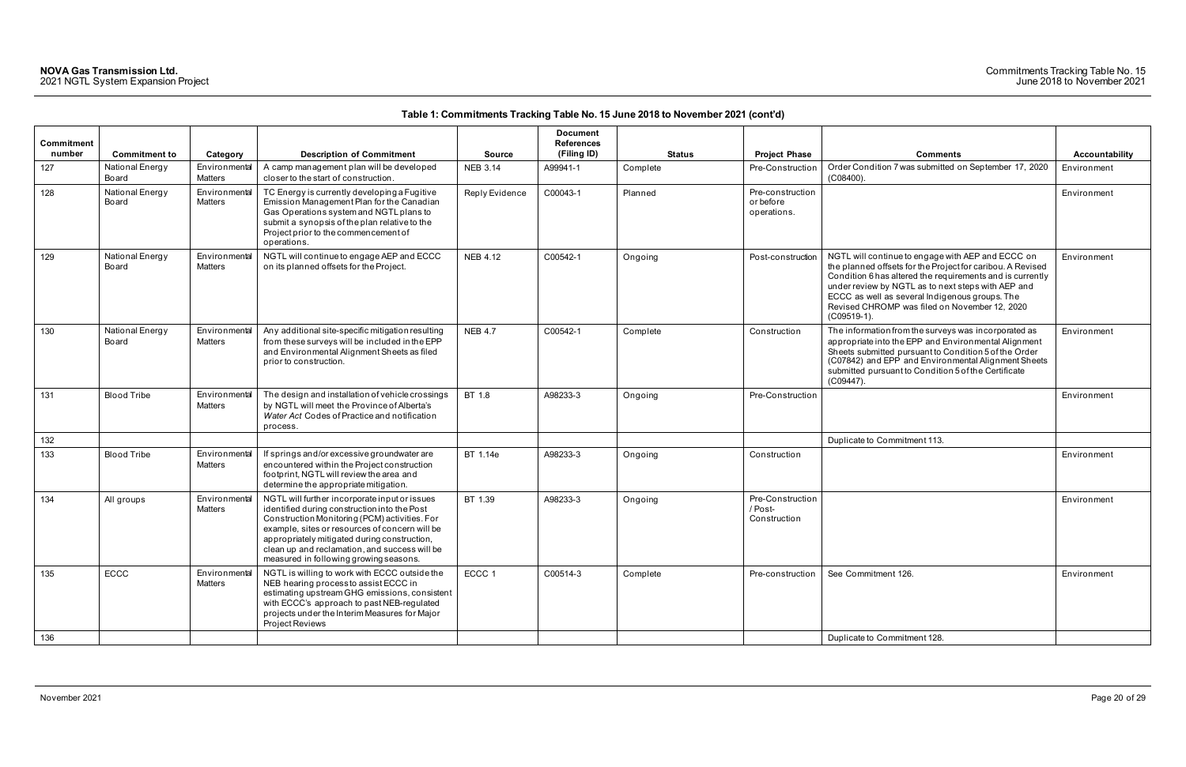**Table 1: Commitments Tracking Table No. 15 June 2018 to November 2021 (cont'd)**

| Commitment number | Commitment to | Category | Description of Commitment | Source | Document References (Filing ID) | Status | Project Phase | Comments | Accountability |
|---|---|---|---|---|---|---|---|---|---|
| 127 | National Energy Board | Environmental Matters | A camp management plan will be developed closer to the start of construction. | NEB 3.14 | A99941-1 | Complete | Pre-Construction | Order Condition 7 was submitted on September 17, 2020 (C08400). | Environment |
| 128 | National Energy Board | Environmental Matters | TC Energy is currently developing a Fugitive Emission Management Plan for the Canadian Gas Operations system and NGTL plans to submit a synopsis of the plan relative to the Project prior to the commencement of operations. | Reply Evidence | C00043-1 | Planned | Pre-construction or before operations. | | Environment |
| 129 | National Energy Board | Environmental Matters | NGTL will continue to engage AEP and ECCC on its planned offsets for the Project. | NEB 4.12 | C00542-1 | Ongoing | Post-construction | NGTL will continue to engage with AEP and ECCC on the planned offsets for the Project for caribou. A Revised Condition 6 has altered the requirements and is currently under review by NGTL as to next steps with AEP and ECCC as well as several Indigenous groups. The Revised CHROMP was filed on November 12, 2020 (C09519-1). | Environment |
| 130 | National Energy Board | Environmental Matters | Any additional site-specific mitigation resulting from these surveys will be included in the EPP and Environmental Alignment Sheets as filed prior to construction. | NEB 4.7 | C00542-1 | Complete | Construction | The information from the surveys was incorporated as appropriate into the EPP and Environmental Alignment Sheets submitted pursuant to Condition 5 of the Order (C07842) and EPP and Environmental Alignment Sheets submitted pursuant to Condition 5 of the Certificate (C09447). | Environment |
| 131 | Blood Tribe | Environmental Matters | The design and installation of vehicle crossings by NGTL will meet the Province of Alberta's *Water Act* Codes of Practice and notification process. | BT 1.8 | A98233-3 | Ongoing | Pre-Construction | | Environment |
| 132 | | | | | | | | Duplicate to Commitment 113. | |
| 133 | Blood Tribe | Environmental Matters | If springs and/or excessive groundwater are encountered within the Project construction footprint, NGTL will review the area and determine the appropriate mitigation. | BT 1.14e | A98233-3 | Ongoing | Construction | | Environment |
| 134 | All groups | Environmental Matters | NGTL will further incorporate input or issues identified during construction into the Post Construction Monitoring (PCM) activities. For example, sites or resources of concern will be appropriately mitigated during construction, clean up and reclamation, and success will be measured in following growing seasons. | BT 1.39 | A98233-3 | Ongoing | Pre-Construction / Post-Construction | | Environment |
| 135 | ECCC | Environmental Matters | NGTL is willing to work with ECCC outside the NEB hearing process to assist ECCC in estimating upstream GHG emissions, consistent with ECCC's approach to past NEB-regulated projects under the Interim Measures for Major Project Reviews | ECCC 1 | C00514-3 | Complete | Pre-construction | See Commitment 126. | Environment |
| 136 | | | | | | | | Duplicate to Commitment 128. | |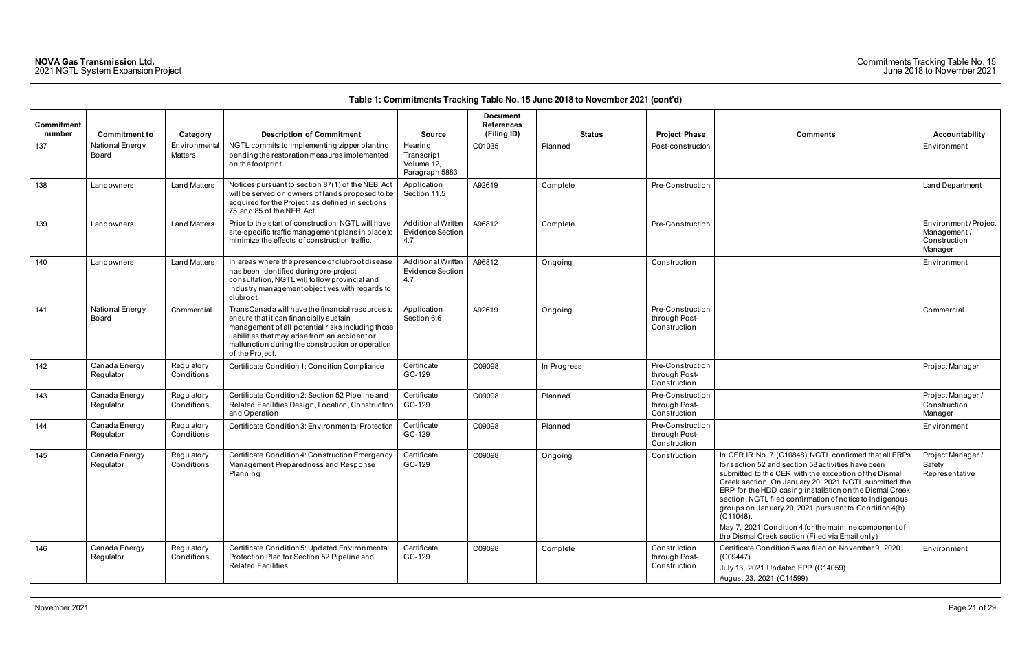## Table 1: Commitments Tracking Table No. 15 June 2018 to November 2021 (cont'd)

| Commitment number | Commitment to | Category | Description of Commitment | Source | Document References (Filing ID) | Status | Project Phase | Comments | Accountability |
|---|---|---|---|---|---|---|---|---|---|
| 137 | National Energy Board | Environmental Matters | NGTL commits to implementing zipper planting pending the restoration measures implemented on the footprint. | Hearing Transcript Volume 12, Paragraph 5883 | C01035 | Planned | Post-construction | | Environment |
| 138 | Landowners | Land Matters | Notices pursuant to section 87(1) of the NEB Act will be served on owners of lands proposed to be acquired for the Project, as defined in sections 75 and 85 of the NEB Act. | Application Section 11.5 | A92619 | Complete | Pre-Construction | | Land Department |
| 139 | Landowners | Land Matters | Prior to the start of construction, NGTL will have site-specific traffic management plans in place to minimize the effects of construction traffic. | Additional Written Evidence Section 4.7 | A96812 | Complete | Pre-Construction | | Environment / Project Management / Construction Manager |
| 140 | Landowners | Land Matters | In areas where the presence of clubroot disease has been identified during pre-project consultation, NGTL will follow provincial and industry management objectives with regards to clubroot. | Additional Written Evidence Section 4.7 | A96812 | Ongoing | Construction | | Environment |
| 141 | National Energy Board | Commercial | TransCanada will have the financial resources to ensure that it can financially sustain management of all potential risks including those liabilities that may arise from an accident or malfunction during the construction or operation of the Project. | Application Section 6.6 | A92619 | Ongoing | Pre-Construction through Post-Construction | | Commercial |
| 142 | Canada Energy Regulator | Regulatory Conditions | Certificate Condition 1: Condition Compliance | Certificate GC-129 | C09098 | In Progress | Pre-Construction through Post-Construction | | Project Manager |
| 143 | Canada Energy Regulator | Regulatory Conditions | Certificate Condition 2: Section 52 Pipeline and Related Facilities Design, Location, Construction and Operation | Certificate GC-129 | C09098 | Planned | Pre-Construction through Post-Construction | | Project Manager / Construction Manager |
| 144 | Canada Energy Regulator | Regulatory Conditions | Certificate Condition 3: Environmental Protection | Certificate GC-129 | C09098 | Planned | Pre-Construction through Post-Construction | | Environment |
| 145 | Canada Energy Regulator | Regulatory Conditions | Certificate Condition 4: Construction Emergency Management Preparedness and Response Planning | Certificate GC-129 | C09098 | Ongoing | Construction | In CER IR No. 7 (C10848) NGTL confirmed that all ERPs for section 52 and section 58 activities have been submitted to the CER with the exception of the Dismal Creek section. On January 20, 2021 NGTL submitted the ERP for the HDD casing installation on the Dismal Creek section. NGTL filed confirmation of notice to Indigenous groups on January 20, 2021 pursuant to Condition 4(b) (C11048).<br>May 7, 2021 Condition 4 for the mainline component of the Dismal Creek section (Filed via Email only) | Project Manager / Safety Representative |
| 146 | Canada Energy Regulator | Regulatory Conditions | Certificate Condition 5: Updated Environmental Protection Plan for Section 52 Pipeline and Related Facilities | Certificate GC-129 | C09098 | Complete | Construction through Post-Construction | Certificate Condition 5 was filed on November 9, 2020 (C09447).<br>July 13, 2021 Updated EPP (C14059)<br>August 23, 2021 (C14599) | Environment |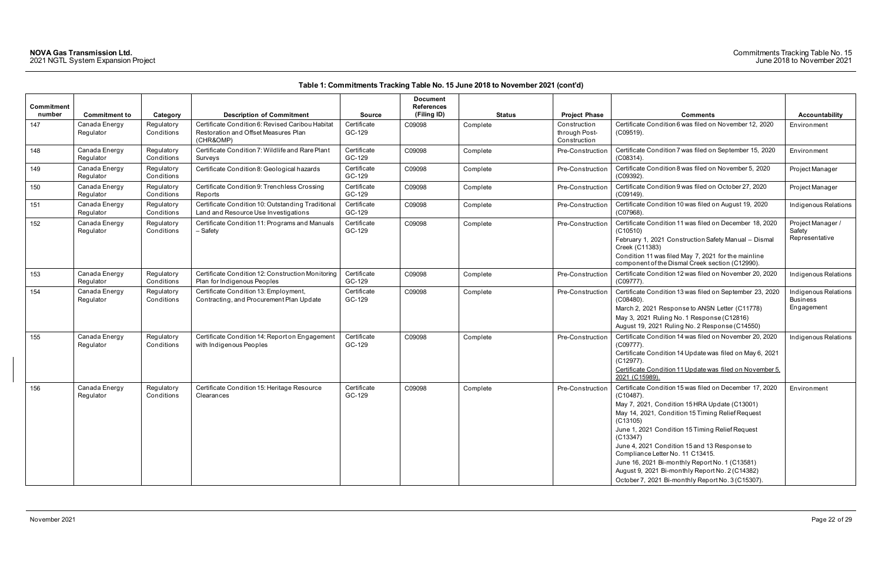**Table 1: Commitments Tracking Table No. 15 June 2018 to November 2021 (cont'd)**

| Commitment number | Commitment to | Category | Description of Commitment | Source | Document References (Filing ID) | Status | Project Phase | Comments | Accountability |
|---|---|---|---|---|---|---|---|---|---|
| 147 | Canada Energy Regulator | Regulatory Conditions | Certificate Condition 6: Revised Caribou Habitat Restoration and Offset Measures Plan (CHR&OMP) | Certificate GC-129 | C09098 | Complete | Construction through Post-Construction | Certificate Condition 6 was filed on November 12, 2020 (C09519). | Environment |
| 148 | Canada Energy Regulator | Regulatory Conditions | Certificate Condition 7: Wildlife and Rare Plant Surveys | Certificate GC-129 | C09098 | Complete | Pre-Construction | Certificate Condition 7 was filed on September 15, 2020 (C08314). | Environment |
| 149 | Canada Energy Regulator | Regulatory Conditions | Certificate Condition 8: Geological hazards | Certificate GC-129 | C09098 | Complete | Pre-Construction | Certificate Condition 8 was filed on November 5, 2020 (C09392). | Project Manager |
| 150 | Canada Energy Regulator | Regulatory Conditions | Certificate Condition 9: Trenchless Crossing Reports | Certificate GC-129 | C09098 | Complete | Pre-Construction | Certificate Condition 9 was filed on October 27, 2020 (C09149). | Project Manager |
| 151 | Canada Energy Regulator | Regulatory Conditions | Certificate Condition 10: Outstanding Traditional Land and Resource Use Investigations | Certificate GC-129 | C09098 | Complete | Pre-Construction | Certificate Condition 10 was filed on August 19, 2020 (C07968). | Indigenous Relations |
| 152 | Canada Energy Regulator | Regulatory Conditions | Certificate Condition 11: Programs and Manuals – Safety | Certificate GC-129 | C09098 | Complete | Pre-Construction | Certificate Condition 11 was filed on December 18, 2020 (C10510)<br>February 1, 2021 Construction Safety Manual – Dismal Creek (C11383)<br>Condition 11 was filed May 7, 2021 for the mainline component of the Dismal Creek section (C12990). | Project Manager / Safety Representative |
| 153 | Canada Energy Regulator | Regulatory Conditions | Certificate Condition 12: Construction Monitoring Plan for Indigenous Peoples | Certificate GC-129 | C09098 | Complete | Pre-Construction | Certificate Condition 12 was filed on November 20, 2020 (C09777). | Indigenous Relations |
| 154 | Canada Energy Regulator | Regulatory Conditions | Certificate Condition 13: Employment, Contracting, and Procurement Plan Update | Certificate GC-129 | C09098 | Complete | Pre-Construction | Certificate Condition 13 was filed on September 23, 2020 (C08480).<br>March 2, 2021 Response to ANSN Letter (C11778)<br>May 3, 2021 Ruling No. 1 Response (C12816)<br>August 19, 2021 Ruling No. 2 Response (C14550) | Indigenous Relations Business Engagement |
| 155 | Canada Energy Regulator | Regulatory Conditions | Certificate Condition 14: Report on Engagement with Indigenous Peoples | Certificate GC-129 | C09098 | Complete | Pre-Construction | Certificate Condition 14 was filed on November 20, 2020 (C09777).<br>Certificate Condition 14 Update was filed on May 6, 2021 (C12977).<br>Certificate Condition 11 Update was filed on November 5, 2021 (C15989). | Indigenous Relations |
| 156 | Canada Energy Regulator | Regulatory Conditions | Certificate Condition 15: Heritage Resource Clearances | Certificate GC-129 | C09098 | Complete | Pre-Construction | Certificate Condition 15 was filed on December 17, 2020 (C10487).<br>May 7, 2021, Condition 15 HRA Update (C13001)<br>May 14, 2021, Condition 15 Timing Relief Request (C13105)<br>June 1, 2021 Condition 15 Timing Relief Request (C13347)<br>June 4, 2021 Condition 15 and 13 Response to Compliance Letter No. 11 C13415.<br>June 16, 2021 Bi-monthly Report No. 1 (C13581)<br>August 9, 2021 Bi-monthly Report No. 2 (C14382)<br>October 7, 2021 Bi-monthly Report No. 3 (C15307). | Environment |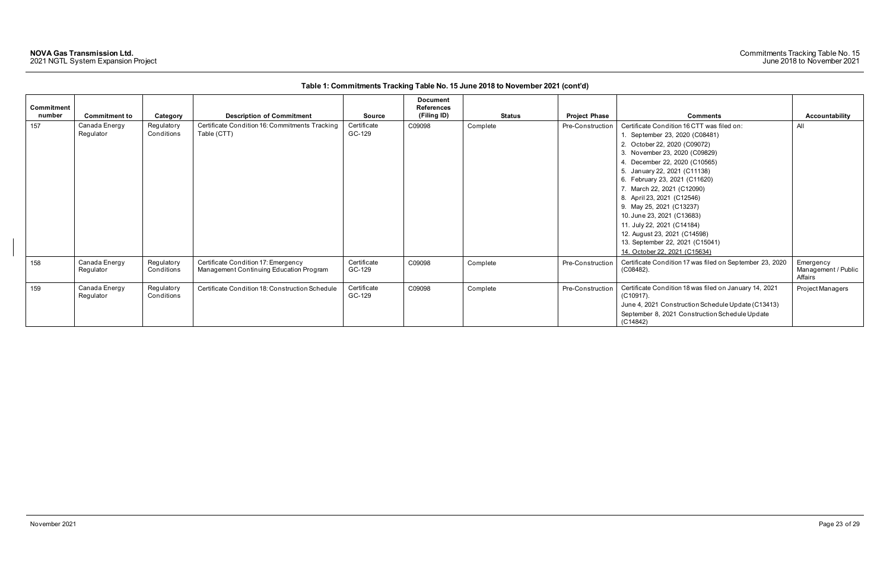**Table 1: Commitments Tracking Table No. 15 June 2018 to November 2021 (cont'd)**

| Commitment number | Commitment to | Category | Description of Commitment | Source | Document References (Filing ID) | Status | Project Phase | Comments | Accountability |
|---|---|---|---|---|---|---|---|---|---|
| 157 | Canada Energy Regulator | Regulatory Conditions | Certificate Condition 16: Commitments Tracking Table (CTT) | Certificate GC-129 | C09098 | Complete | Pre-Construction | Certificate Condition 16 CTT was filed on:<br>1. September 23, 2020 (C08481)<br>2. October 22, 2020 (C09072)<br>3. November 23, 2020 (C09829)<br>4. December 22, 2020 (C10565)<br>5. January 22, 2021 (C11138)<br>6. February 23, 2021 (C11620)<br>7. March 22, 2021 (C12090)<br>8. April 23, 2021 (C12546)<br>9. May 25, 2021 (C13237)<br>10. June 23, 2021 (C13683)<br>11. July 22, 2021 (C14184)<br>12. August 23, 2021 (C14598)<br>13. September 22, 2021 (C15041)<br>14. October 22, 2021 (C15634) | All |
| 158 | Canada Energy Regulator | Regulatory Conditions | Certificate Condition 17: Emergency Management Continuing Education Program | Certificate GC-129 | C09098 | Complete | Pre-Construction | Certificate Condition 17 was filed on September 23, 2020 (C08482). | Emergency Management / Public Affairs |
| 159 | Canada Energy Regulator | Regulatory Conditions | Certificate Condition 18: Construction Schedule | Certificate GC-129 | C09098 | Complete | Pre-Construction | Certificate Condition 18 was filed on January 14, 2021 (C10917).<br>June 4, 2021 Construction Schedule Update (C13413)<br>September 8, 2021 Construction Schedule Update (C14842) | Project Managers |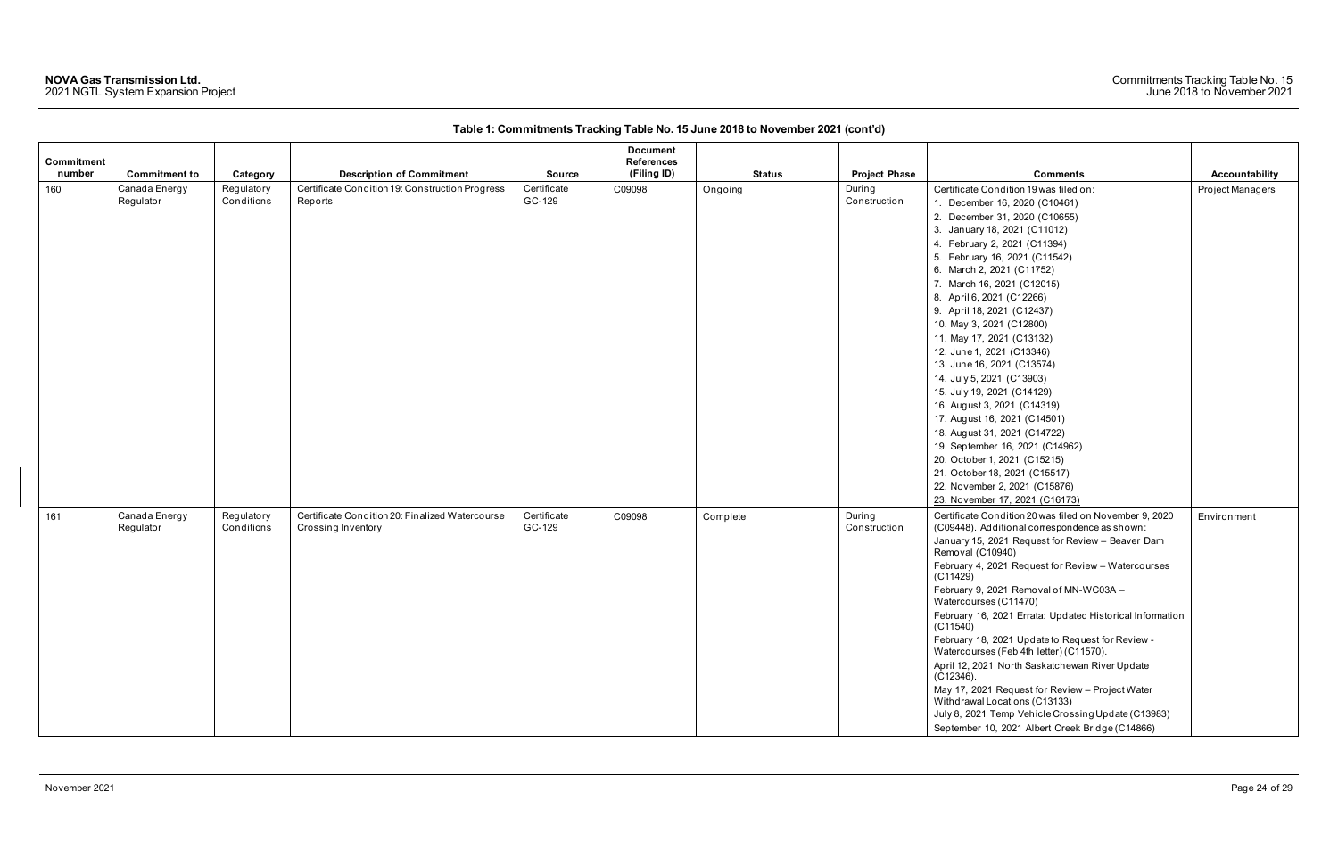**Table 1: Commitments Tracking Table No. 15 June 2018 to November 2021 (cont'd)**

| Commitment number | Commitment to | Category | Description of Commitment | Source | Document References (Filing ID) | Status | Project Phase | Comments | Accountability |
|---|---|---|---|---|---|---|---|---|---|
| 160 | Canada Energy Regulator | Regulatory Conditions | Certificate Condition 19: Construction Progress Reports | Certificate GC-129 | C09098 | Ongoing | During Construction | Certificate Condition 19 was filed on:<br>1. December 16, 2020 (C10461)<br>2. December 31, 2020 (C10655)<br>3. January 18, 2021 (C11012)<br>4. February 2, 2021 (C11394)<br>5. February 16, 2021 (C11542)<br>6. March 2, 2021 (C11752)<br>7. March 16, 2021 (C12015)<br>8. April 6, 2021 (C12266)<br>9. April 18, 2021 (C12437)<br>10. May 3, 2021 (C12800)<br>11. May 17, 2021 (C13132)<br>12. June 1, 2021 (C13346)<br>13. June 16, 2021 (C13574)<br>14. July 5, 2021 (C13903)<br>15. July 19, 2021 (C14129)<br>16. August 3, 2021 (C14319)<br>17. August 16, 2021 (C14501)<br>18. August 31, 2021 (C14722)<br>19. September 16, 2021 (C14962)<br>20. October 1, 2021 (C15215)<br>21. October 18, 2021 (C15517)<br>22. November 2, 2021 (C15876)<br>23. November 17, 2021 (C16173) | Project Managers |
| 161 | Canada Energy Regulator | Regulatory Conditions | Certificate Condition 20: Finalized Watercourse Crossing Inventory | Certificate GC-129 | C09098 | Complete | During Construction | Certificate Condition 20 was filed on November 9, 2020 (C09448). Additional correspondence as shown:<br>January 15, 2021 Request for Review – Beaver Dam Removal (C10940)<br>February 4, 2021 Request for Review – Watercourses (C11429)<br>February 9, 2021 Removal of MN-WC03A – Watercourses (C11470)<br>February 16, 2021 Errata: Updated Historical Information (C11540)<br>February 18, 2021 Update to Request for Review - Watercourses (Feb 4th letter) (C11570).<br>April 12, 2021 North Saskatchewan River Update (C12346).<br>May 17, 2021 Request for Review – Project Water Withdrawal Locations (C13133)<br>July 8, 2021 Temp Vehicle Crossing Update (C13983)<br>September 10, 2021 Albert Creek Bridge (C14866) | Environment |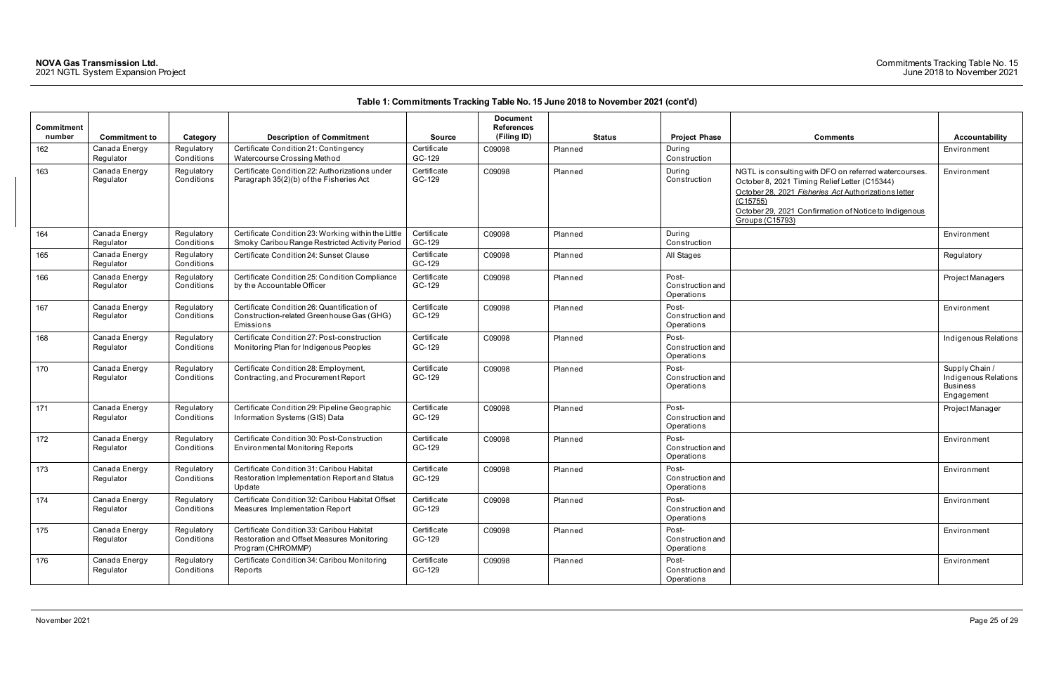**Table 1: Commitments Tracking Table No. 15 June 2018 to November 2021 (cont'd)**

| Commitment number | Commitment to | Category | Description of Commitment | Source | Document References (Filing ID) | Status | Project Phase | Comments | Accountability |
|---|---|---|---|---|---|---|---|---|---|
| 162 | Canada Energy Regulator | Regulatory Conditions | Certificate Condition 21: Contingency Watercourse Crossing Method | Certificate GC-129 | C09098 | Planned | During Construction | | Environment |
| 163 | Canada Energy Regulator | Regulatory Conditions | Certificate Condition 22: Authorizations under Paragraph 35(2)(b) of the Fisheries Act | Certificate GC-129 | C09098 | Planned | During Construction | NGTL is consulting with DFO on referred watercourses. October 8, 2021 Timing Relief Letter (C15344) October 28, 2021 *Fisheries Act* Authorizations letter (C15755) October 29, 2021 Confirmation of Notice to Indigenous Groups (C15793) | Environment |
| 164 | Canada Energy Regulator | Regulatory Conditions | Certificate Condition 23: Working within the Little Smoky Caribou Range Restricted Activity Period | Certificate GC-129 | C09098 | Planned | During Construction | | Environment |
| 165 | Canada Energy Regulator | Regulatory Conditions | Certificate Condition 24: Sunset Clause | Certificate GC-129 | C09098 | Planned | All Stages | | Regulatory |
| 166 | Canada Energy Regulator | Regulatory Conditions | Certificate Condition 25: Condition Compliance by the Accountable Officer | Certificate GC-129 | C09098 | Planned | Post-Construction and Operations | | Project Managers |
| 167 | Canada Energy Regulator | Regulatory Conditions | Certificate Condition 26: Quantification of Construction-related Greenhouse Gas (GHG) Emissions | Certificate GC-129 | C09098 | Planned | Post-Construction and Operations | | Environment |
| 168 | Canada Energy Regulator | Regulatory Conditions | Certificate Condition 27: Post-construction Monitoring Plan for Indigenous Peoples | Certificate GC-129 | C09098 | Planned | Post-Construction and Operations | | Indigenous Relations |
| 170 | Canada Energy Regulator | Regulatory Conditions | Certificate Condition 28: Employment, Contracting, and Procurement Report | Certificate GC-129 | C09098 | Planned | Post-Construction and Operations | | Supply Chain / Indigenous Relations Business Engagement |
| 171 | Canada Energy Regulator | Regulatory Conditions | Certificate Condition 29: Pipeline Geographic Information Systems (GIS) Data | Certificate GC-129 | C09098 | Planned | Post-Construction and Operations | | Project Manager |
| 172 | Canada Energy Regulator | Regulatory Conditions | Certificate Condition 30: Post-Construction Environmental Monitoring Reports | Certificate GC-129 | C09098 | Planned | Post-Construction and Operations | | Environment |
| 173 | Canada Energy Regulator | Regulatory Conditions | Certificate Condition 31: Caribou Habitat Restoration Implementation Report and Status Update | Certificate GC-129 | C09098 | Planned | Post-Construction and Operations | | Environment |
| 174 | Canada Energy Regulator | Regulatory Conditions | Certificate Condition 32: Caribou Habitat Offset Measures Implementation Report | Certificate GC-129 | C09098 | Planned | Post-Construction and Operations | | Environment |
| 175 | Canada Energy Regulator | Regulatory Conditions | Certificate Condition 33: Caribou Habitat Restoration and Offset Measures Monitoring Program (CHROMMP) | Certificate GC-129 | C09098 | Planned | Post-Construction and Operations | | Environment |
| 176 | Canada Energy Regulator | Regulatory Conditions | Certificate Condition 34: Caribou Monitoring Reports | Certificate GC-129 | C09098 | Planned | Post-Construction and Operations | | Environment |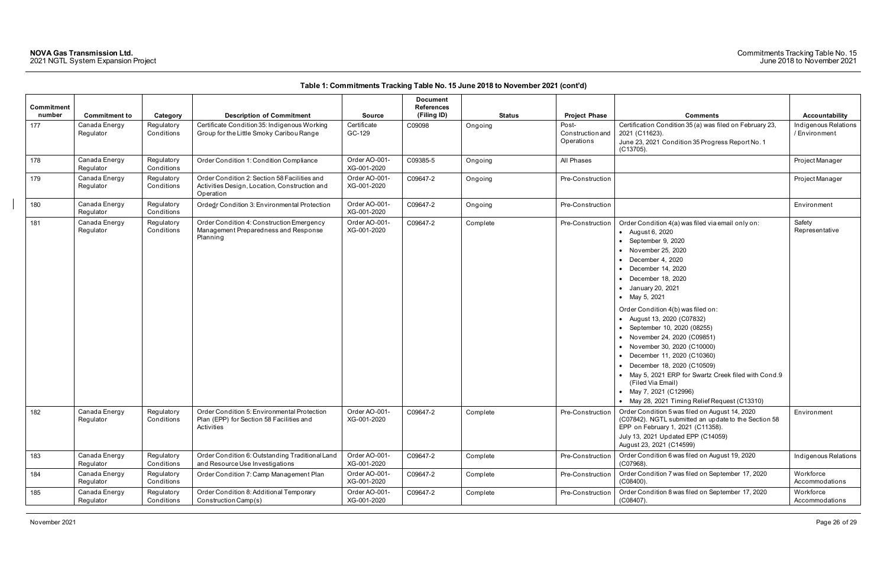**Table 1: Commitments Tracking Table No. 15 June 2018 to November 2021 (cont'd)**

| Commitment number | Commitment to | Category | Description of Commitment | Source | Document References (Filing ID) | Status | Project Phase | Comments | Accountability |
|---|---|---|---|---|---|---|---|---|---|
| 177 | Canada Energy Regulator | Regulatory Conditions | Certificate Condition 35: Indigenous Working Group for the Little Smoky Caribou Range | Certificate GC-129 | C09098 | Ongoing | Post-Construction and Operations | Certification Condition 35 (a) was filed on February 23, 2021 (C11623).<br>June 23, 2021 Condition 35 Progress Report No. 1 (C13705). | Indigenous Relations / Environment |
| 178 | Canada Energy Regulator | Regulatory Conditions | Order Condition 1: Condition Compliance | Order AO-001-XG-001-2020 | C09385-5 | Ongoing | All Phases | | Project Manager |
| 179 | Canada Energy Regulator | Regulatory Conditions | Order Condition 2: Section 58 Facilities and Activities Design, Location, Construction and Operation | Order AO-001-XG-001-2020 | C09647-2 | Ongoing | Pre-Construction | | Project Manager |
| 180 | Canada Energy Regulator | Regulatory Conditions | Ordedr Condition 3: Environmental Protection | Order AO-001-XG-001-2020 | C09647-2 | Ongoing | Pre-Construction | | Environment |
| 181 | Canada Energy Regulator | Regulatory Conditions | Order Condition 4: Construction Emergency Management Preparedness and Response Planning | Order AO-001-XG-001-2020 | C09647-2 | Complete | Pre-Construction | Order Condition 4(a) was filed via email only on:<br>• August 6, 2020<br>• September 9, 2020<br>• November 25, 2020<br>• December 4, 2020<br>• December 14, 2020<br>• December 18, 2020<br>• January 20, 2021<br>• May 5, 2021<br>Order Condition 4(b) was filed on:<br>• August 13, 2020 (C07832)<br>• September 10, 2020 (08255)<br>• November 24, 2020 (C09851)<br>• November 30, 2020 (C10000)<br>• December 11, 2020 (C10360)<br>• December 18, 2020 (C10509)<br>• May 5, 2021 ERP for Swartz Creek filed with Cond.9 (Filed Via Email)<br>• May 7, 2021 (C12996)<br>• May 28, 2021 Timing Relief Request (C13310) | Safety Representative |
| 182 | Canada Energy Regulator | Regulatory Conditions | Order Condition 5: Environmental Protection Plan (EPP) for Section 58 Facilities and Activities | Order AO-001-XG-001-2020 | C09647-2 | Complete | Pre-Construction | Order Condition 5 was filed on August 14, 2020 (C07842). NGTL submitted an update to the Section 58 EPP on February 1, 2021 (C11358).<br>July 13, 2021 Updated EPP (C14059)<br>August 23, 2021 (C14599) | Environment |
| 183 | Canada Energy Regulator | Regulatory Conditions | Order Condition 6: Outstanding Traditional Land and Resource Use Investigations | Order AO-001-XG-001-2020 | C09647-2 | Complete | Pre-Construction | Order Condition 6 was filed on August 19, 2020 (C07968). | Indigenous Relations |
| 184 | Canada Energy Regulator | Regulatory Conditions | Order Condition 7: Camp Management Plan | Order AO-001-XG-001-2020 | C09647-2 | Complete | Pre-Construction | Order Condition 7 was filed on September 17, 2020 (C08400). | Workforce Accommodations |
| 185 | Canada Energy Regulator | Regulatory Conditions | Order Condition 8: Additional Temporary Construction Camp(s) | Order AO-001-XG-001-2020 | C09647-2 | Complete | Pre-Construction | Order Condition 8 was filed on September 17, 2020 (C08407). | Workforce Accommodations |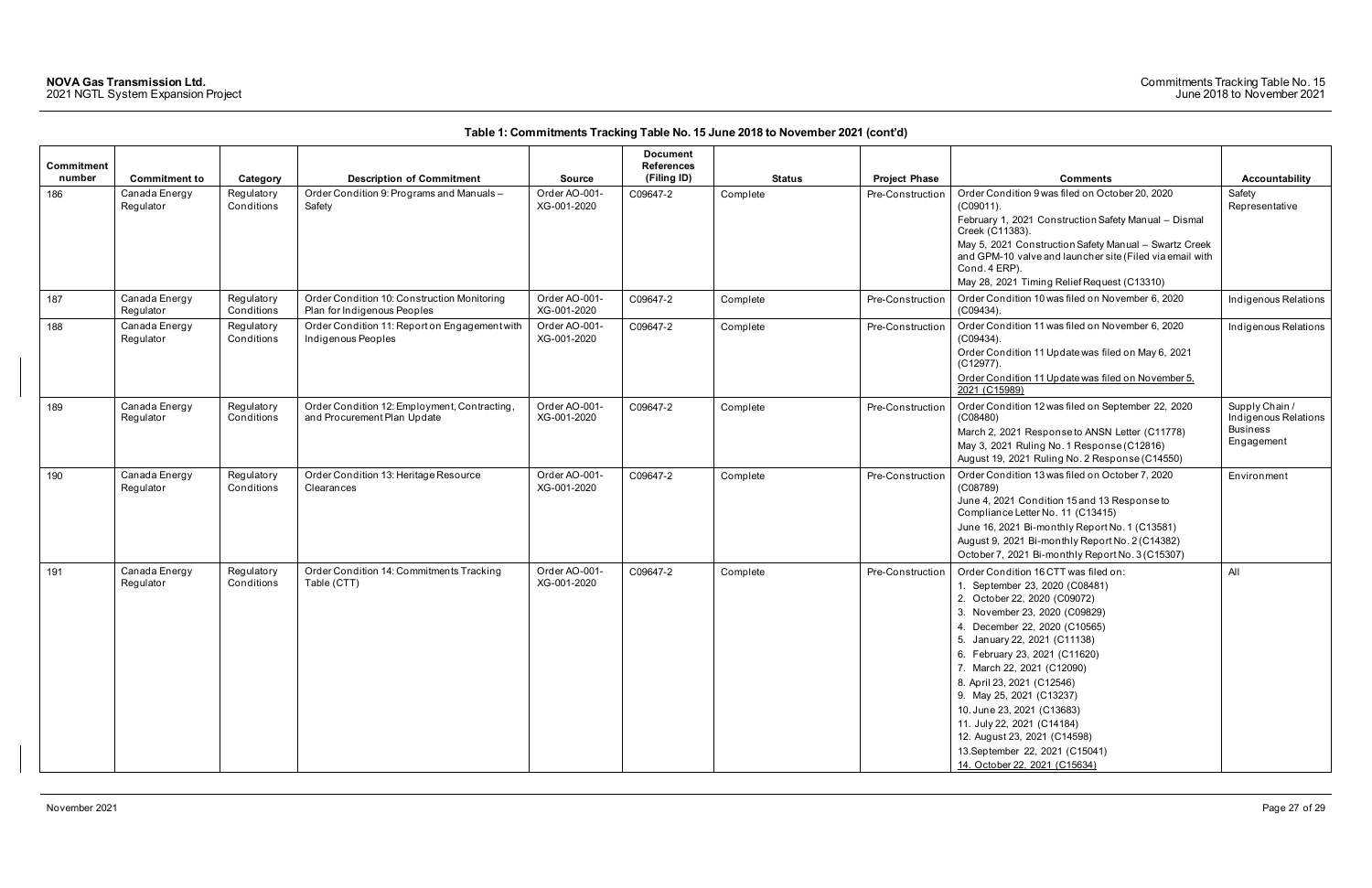**Table 1: Commitments Tracking Table No. 15 June 2018 to November 2021 (cont'd)**

| Commitment number | Commitment to | Category | Description of Commitment | Source | Document References (Filing ID) | Status | Project Phase | Comments | Accountability |
|---|---|---|---|---|---|---|---|---|---|
| 186 | Canada Energy Regulator | Regulatory Conditions | Order Condition 9: Programs and Manuals – Safety | Order AO-001-XG-001-2020 | C09647-2 | Complete | Pre-Construction | Order Condition 9 was filed on October 20, 2020 (C09011).<br>February 1, 2021 Construction Safety Manual – Dismal Creek (C11383).<br>May 5, 2021 Construction Safety Manual – Swartz Creek and GPM-10 valve and launcher site (Filed via email with Cond. 4 ERP).<br>May 28, 2021 Timing Relief Request (C13310) | Safety Representative |
| 187 | Canada Energy Regulator | Regulatory Conditions | Order Condition 10: Construction Monitoring Plan for Indigenous Peoples | Order AO-001-XG-001-2020 | C09647-2 | Complete | Pre-Construction | Order Condition 10 was filed on November 6, 2020 (C09434). | Indigenous Relations |
| 188 | Canada Energy Regulator | Regulatory Conditions | Order Condition 11: Report on Engagement with Indigenous Peoples | Order AO-001-XG-001-2020 | C09647-2 | Complete | Pre-Construction | Order Condition 11 was filed on November 6, 2020 (C09434).<br>Order Condition 11 Update was filed on May 6, 2021 (C12977).<br>Order Condition 11 Update was filed on November 5, 2021 (C15989) | Indigenous Relations |
| 189 | Canada Energy Regulator | Regulatory Conditions | Order Condition 12: Employment, Contracting, and Procurement Plan Update | Order AO-001-XG-001-2020 | C09647-2 | Complete | Pre-Construction | Order Condition 12 was filed on September 22, 2020 (C08480)<br>March 2, 2021 Response to ANSN Letter (C11778)<br>May 3, 2021 Ruling No. 1 Response (C12816)<br>August 19, 2021 Ruling No. 2 Response (C14550) | Supply Chain / Indigenous Relations Business Engagement |
| 190 | Canada Energy Regulator | Regulatory Conditions | Order Condition 13: Heritage Resource Clearances | Order AO-001-XG-001-2020 | C09647-2 | Complete | Pre-Construction | Order Condition 13 was filed on October 7, 2020 (C08789)<br>June 4, 2021 Condition 15 and 13 Response to Compliance Letter No. 11 (C13415)<br>June 16, 2021 Bi-monthly Report No. 1 (C13581)<br>August 9, 2021 Bi-monthly Report No. 2 (C14382)<br>October 7, 2021 Bi-monthly Report No. 3 (C15307) | Environment |
| 191 | Canada Energy Regulator | Regulatory Conditions | Order Condition 14: Commitments Tracking Table (CTT) | Order AO-001-XG-001-2020 | C09647-2 | Complete | Pre-Construction | Order Condition 16 CTT was filed on:<br>1. September 23, 2020 (C08481)<br>2. October 22, 2020 (C09072)<br>3. November 23, 2020 (C09829)<br>4. December 22, 2020 (C10565)<br>5. January 22, 2021 (C11138)<br>6. February 23, 2021 (C11620)<br>7. March 22, 2021 (C12090)<br>8. April 23, 2021 (C12546)<br>9. May 25, 2021 (C13237)<br>10. June 23, 2021 (C13683)<br>11. July 22, 2021 (C14184)<br>12. August 23, 2021 (C14598)<br>13. September 22, 2021 (C15041)<br>14. October 22, 2021 (C15634) | All |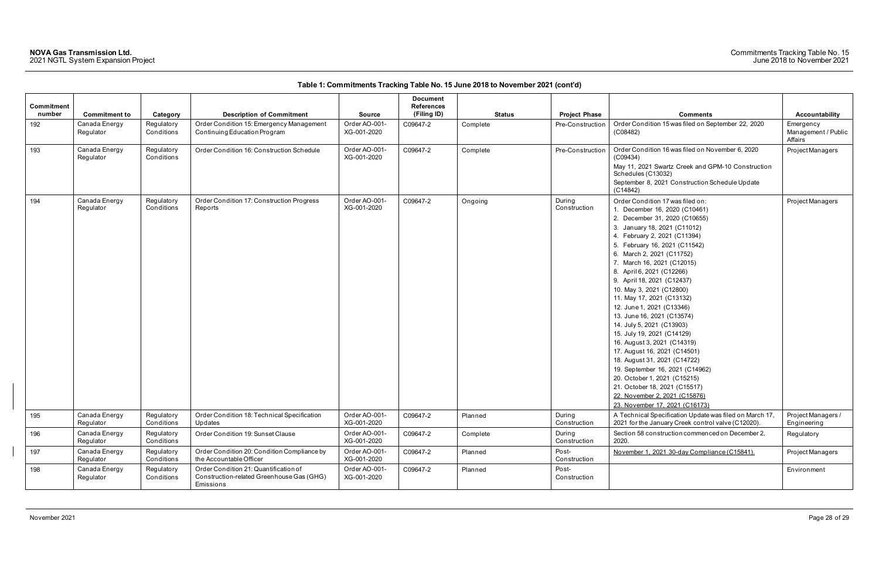**Table 1: Commitments Tracking Table No. 15 June 2018 to November 2021 (cont'd)**

| Commitment number | Commitment to | Category | Description of Commitment | Source | Document References (Filing ID) | Status | Project Phase | Comments | Accountability |
|---|---|---|---|---|---|---|---|---|---|
| 192 | Canada Energy Regulator | Regulatory Conditions | Order Condition 15: Emergency Management Continuing Education Program | Order AO-001-XG-001-2020 | C09647-2 | Complete | Pre-Construction | Order Condition 15 was filed on September 22, 2020 (C08482) | Emergency Management / Public Affairs |
| 193 | Canada Energy Regulator | Regulatory Conditions | Order Condition 16: Construction Schedule | Order AO-001-XG-001-2020 | C09647-2 | Complete | Pre-Construction | Order Condition 16 was filed on November 6, 2020 (C09434)<br>May 11, 2021 Swartz Creek and GPM-10 Construction Schedules (C13032)<br>September 8, 2021 Construction Schedule Update (C14842) | Project Managers |
| 194 | Canada Energy Regulator | Regulatory Conditions | Order Condition 17: Construction Progress Reports | Order AO-001-XG-001-2020 | C09647-2 | Ongoing | During Construction | Order Condition 17 was filed on:<br>1. December 16, 2020 (C10461)<br>2. December 31, 2020 (C10655)<br>3. January 18, 2021 (C11012)<br>4. February 2, 2021 (C11394)<br>5. February 16, 2021 (C11542)<br>6. March 2, 2021 (C11752)<br>7. March 16, 2021 (C12015)<br>8. April 6, 2021 (C12266)<br>9. April 18, 2021 (C12437)<br>10. May 3, 2021 (C12800)<br>11. May 17, 2021 (C13132)<br>12. June 1, 2021 (C13346)<br>13. June 16, 2021 (C13574)<br>14. July 5, 2021 (C13903)<br>15. July 19, 2021 (C14129)<br>16. August 3, 2021 (C14319)<br>17. August 16, 2021 (C14501)<br>18. August 31, 2021 (C14722)<br>19. September 16, 2021 (C14962)<br>20. October 1, 2021 (C15215)<br>21. October 18, 2021 (C15517)<br>22. November 2, 2021 (C15876)<br>23. November 17, 2021 (C16173) | Project Managers |
| 195 | Canada Energy Regulator | Regulatory Conditions | Order Condition 18: Technical Specification Updates | Order AO-001-XG-001-2020 | C09647-2 | Planned | During Construction | A Technical Specification Update was filed on March 17, 2021 for the January Creek control valve (C12020). | Project Managers / Engineering |
| 196 | Canada Energy Regulator | Regulatory Conditions | Order Condition 19: Sunset Clause | Order AO-001-XG-001-2020 | C09647-2 | Complete | During Construction | Section 58 construction commenced on December 2, 2020. | Regulatory |
| 197 | Canada Energy Regulator | Regulatory Conditions | Order Condition 20: Condition Compliance by the Accountable Officer | Order AO-001-XG-001-2020 | C09647-2 | Planned | Post-Construction | November 1, 2021 30-day Compliance (C15841). | Project Managers |
| 198 | Canada Energy Regulator | Regulatory Conditions | Order Condition 21: Quantification of Construction-related Greenhouse Gas (GHG) Emissions | Order AO-001-XG-001-2020 | C09647-2 | Planned | Post-Construction | | Environment |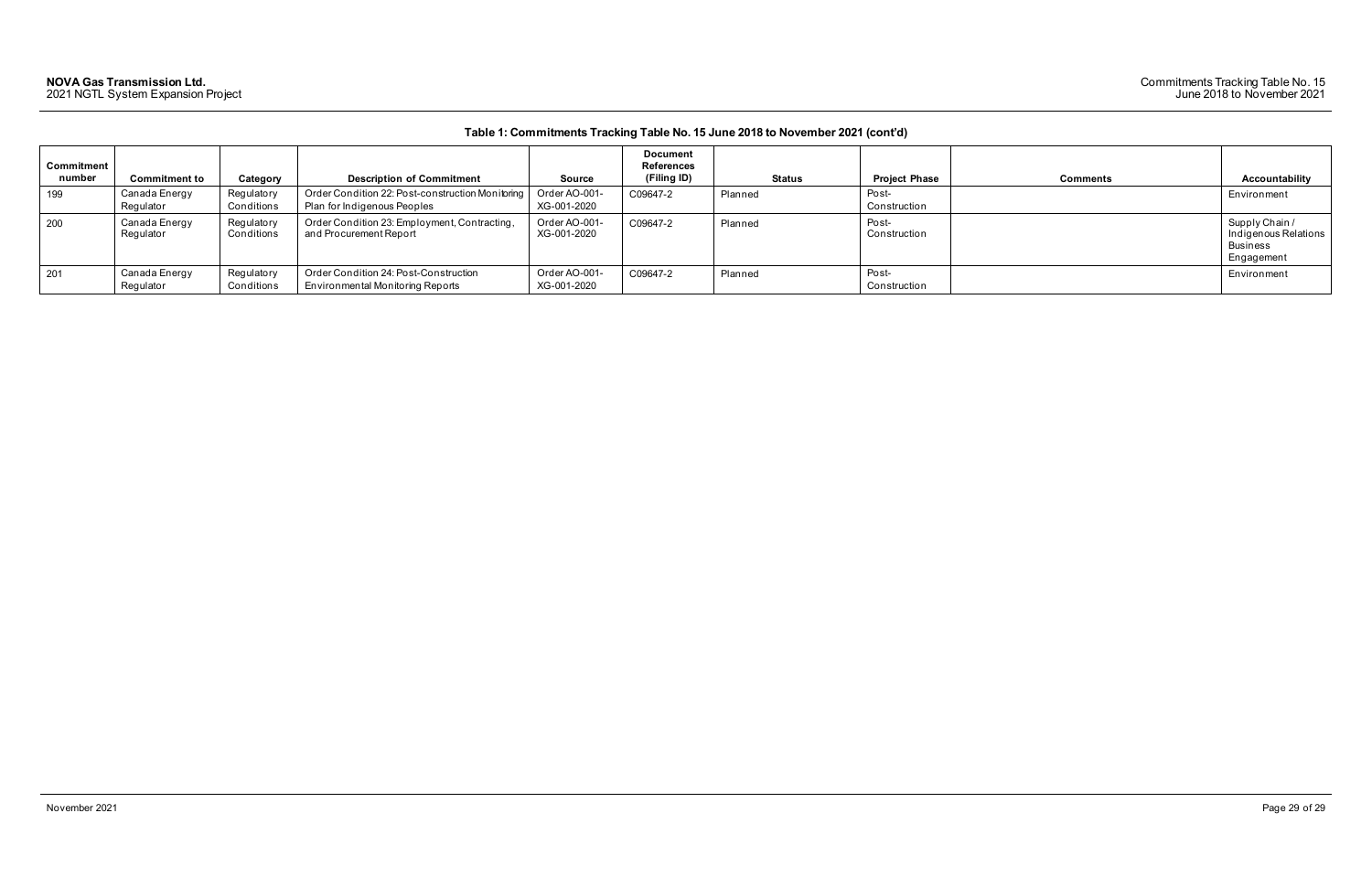**Table 1: Commitments Tracking Table No. 15 June 2018 to November 2021 (cont'd)**

| Commitment number | Commitment to | Category | Description of Commitment | Source | Document References (Filing ID) | Status | Project Phase | Comments | Accountability |
|---|---|---|---|---|---|---|---|---|---|
| 199 | Canada Energy Regulator | Regulatory Conditions | Order Condition 22: Post-construction Monitoring Plan for Indigenous Peoples | Order AO-001-XG-001-2020 | C09647-2 | Planned | Post-Construction | | Environment |
| 200 | Canada Energy Regulator | Regulatory Conditions | Order Condition 23: Employment, Contracting, and Procurement Report | Order AO-001-XG-001-2020 | C09647-2 | Planned | Post-Construction | | Supply Chain / Indigenous Relations Business Engagement |
| 201 | Canada Energy Regulator | Regulatory Conditions | Order Condition 24: Post-Construction Environmental Monitoring Reports | Order AO-001-XG-001-2020 | C09647-2 | Planned | Post-Construction | | Environment |